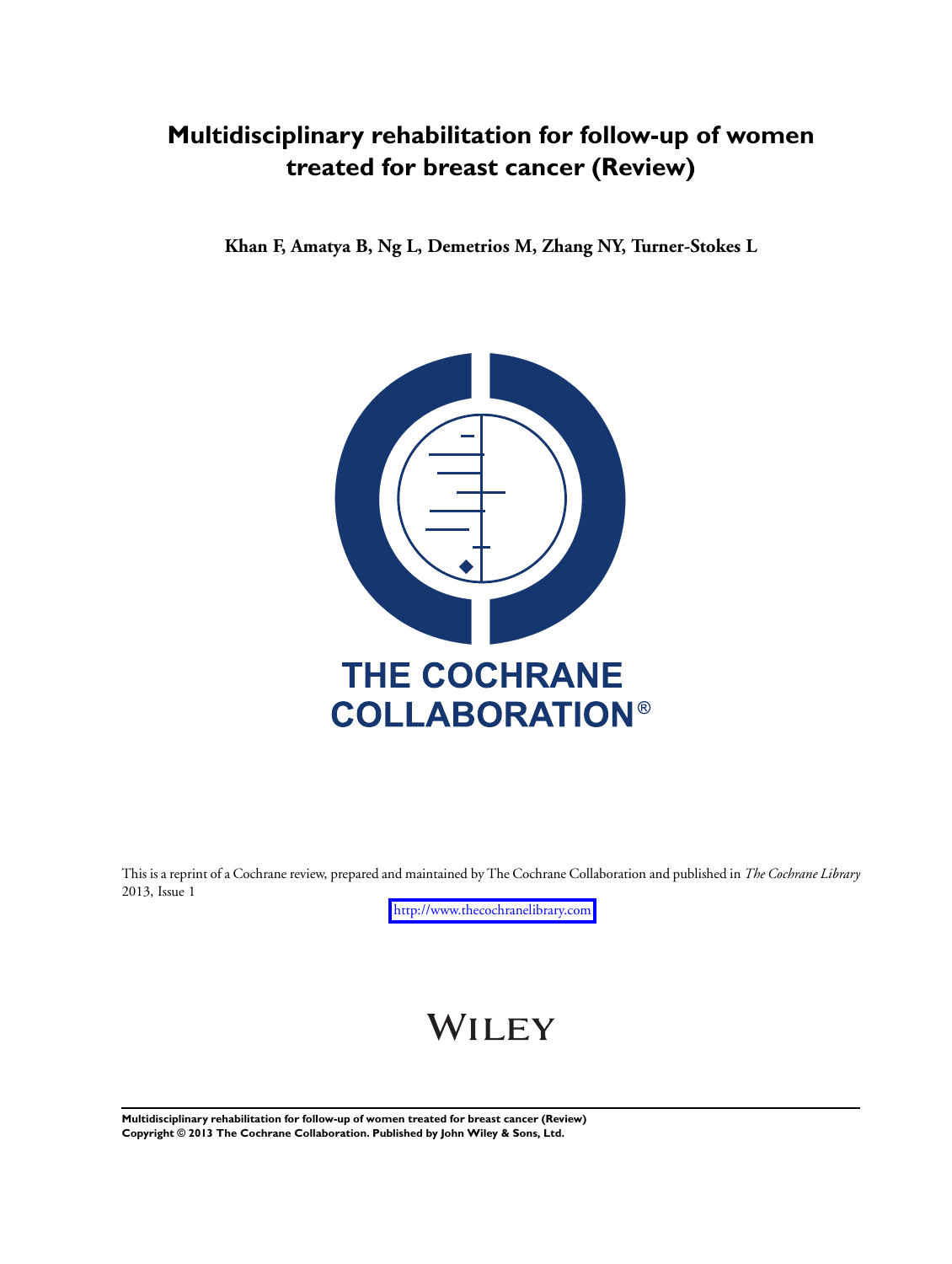# Multidisciplinary rehabilitation for follow-up of women treated for breast cancer (Review)

**Khan F, Amatya B, Ng L, Demetrios M, Zhang NY, Turner-Stokes L**

THE COCHRANE COLLABORATION®

This is a reprint of a Cochrane review, prepared and maintained by The Cochrane Collaboration and published in *The Cochrane Library* 2013, Issue 1

http://www.thecochranelibrary.com

WILEY

**Multidisciplinary rehabilitation for follow-up of women treated for breast cancer (Review)**
**Copyright © 2013 The Cochrane Collaboration. Published by John Wiley & Sons, Ltd.**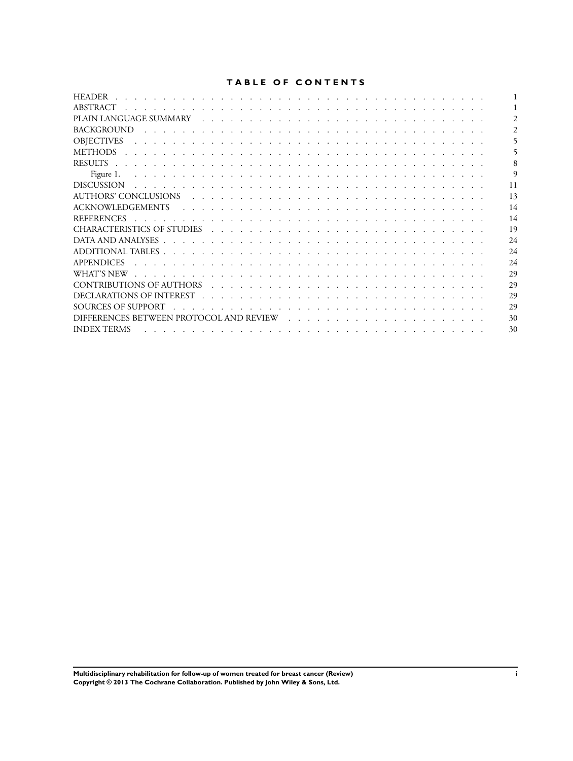# TABLE OF CONTENTS

| | |
|---|---|
| HEADER | 1 |
| ABSTRACT | 1 |
| PLAIN LANGUAGE SUMMARY | 2 |
| BACKGROUND | 2 |
| OBJECTIVES | 5 |
| METHODS | 5 |
| RESULTS | 8 |
| Figure 1. | 9 |
| DISCUSSION | 11 |
| AUTHORS' CONCLUSIONS | 13 |
| ACKNOWLEDGEMENTS | 14 |
| REFERENCES | 14 |
| CHARACTERISTICS OF STUDIES | 19 |
| DATA AND ANALYSES | 24 |
| ADDITIONAL TABLES | 24 |
| APPENDICES | 24 |
| WHAT'S NEW | 29 |
| CONTRIBUTIONS OF AUTHORS | 29 |
| DECLARATIONS OF INTEREST | 29 |
| SOURCES OF SUPPORT | 29 |
| DIFFERENCES BETWEEN PROTOCOL AND REVIEW | 30 |
| INDEX TERMS | 30 |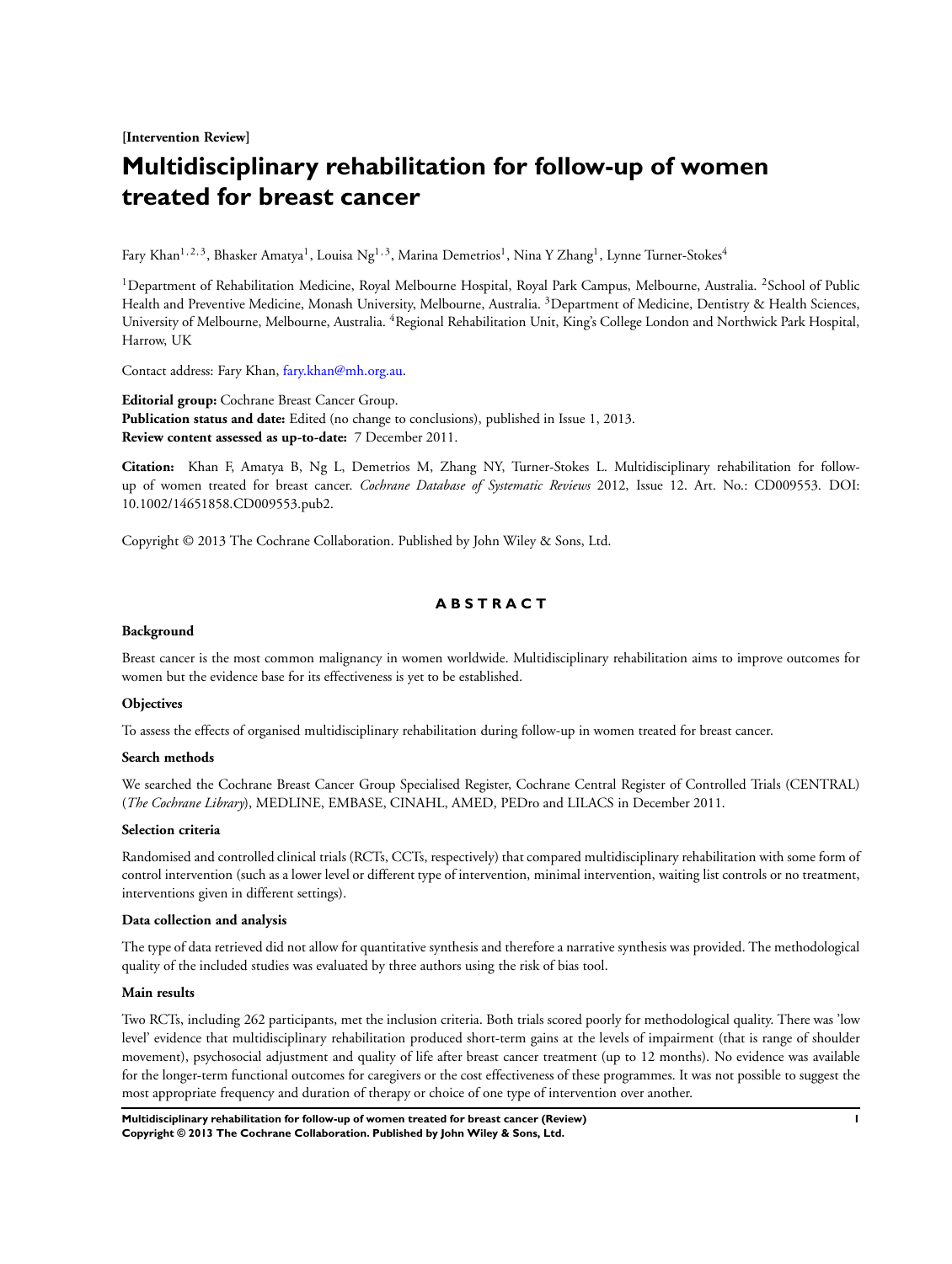**[Intervention Review]**

# Multidisciplinary rehabilitation for follow-up of women treated for breast cancer

Fary Khan[1,2,3], Bhasker Amatya[1], Louisa Ng[1,3], Marina Demetrios[1], Nina Y Zhang[1], Lynne Turner-Stokes[4]

[1]Department of Rehabilitation Medicine, Royal Melbourne Hospital, Royal Park Campus, Melbourne, Australia. [2]School of Public Health and Preventive Medicine, Monash University, Melbourne, Australia. [3]Department of Medicine, Dentistry & Health Sciences, University of Melbourne, Melbourne, Australia. [4]Regional Rehabilitation Unit, King's College London and Northwick Park Hospital, Harrow, UK

Contact address: Fary Khan, fary.khan@mh.org.au.

**Editorial group:** Cochrane Breast Cancer Group.
**Publication status and date:** Edited (no change to conclusions), published in Issue 1, 2013.
**Review content assessed as up-to-date:** 7 December 2011.

**Citation:** Khan F, Amatya B, Ng L, Demetrios M, Zhang NY, Turner-Stokes L. Multidisciplinary rehabilitation for follow-up of women treated for breast cancer. *Cochrane Database of Systematic Reviews* 2012, Issue 12. Art. No.: CD009553. DOI: 10.1002/14651858.CD009553.pub2.

Copyright © 2013 The Cochrane Collaboration. Published by John Wiley & Sons, Ltd.

## ABSTRACT

### Background

Breast cancer is the most common malignancy in women worldwide. Multidisciplinary rehabilitation aims to improve outcomes for women but the evidence base for its effectiveness is yet to be established.

### Objectives

To assess the effects of organised multidisciplinary rehabilitation during follow-up in women treated for breast cancer.

### Search methods

We searched the Cochrane Breast Cancer Group Specialised Register, Cochrane Central Register of Controlled Trials (CENTRAL) (*The Cochrane Library*), MEDLINE, EMBASE, CINAHL, AMED, PEDro and LILACS in December 2011.

### Selection criteria

Randomised and controlled clinical trials (RCTs, CCTs, respectively) that compared multidisciplinary rehabilitation with some form of control intervention (such as a lower level or different type of intervention, minimal intervention, waiting list controls or no treatment, interventions given in different settings).

### Data collection and analysis

The type of data retrieved did not allow for quantitative synthesis and therefore a narrative synthesis was provided. The methodological quality of the included studies was evaluated by three authors using the risk of bias tool.

### Main results

Two RCTs, including 262 participants, met the inclusion criteria. Both trials scored poorly for methodological quality. There was 'low level' evidence that multidisciplinary rehabilitation produced short-term gains at the levels of impairment (that is range of shoulder movement), psychosocial adjustment and quality of life after breast cancer treatment (up to 12 months). No evidence was available for the longer-term functional outcomes for caregivers or the cost effectiveness of these programmes. It was not possible to suggest the most appropriate frequency and duration of therapy or choice of one type of intervention over another.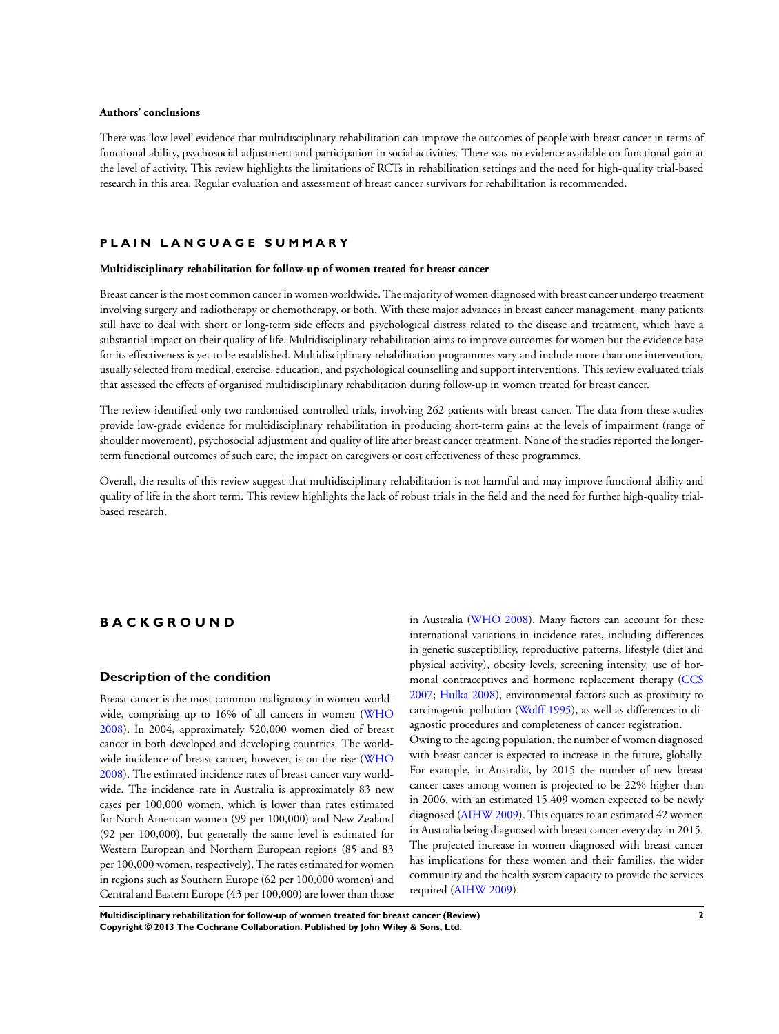### Authors' conclusions

There was 'low level' evidence that multidisciplinary rehabilitation can improve the outcomes of people with breast cancer in terms of functional ability, psychosocial adjustment and participation in social activities. There was no evidence available on functional gain at the level of activity. This review highlights the limitations of RCTs in rehabilitation settings and the need for high-quality trial-based research in this area. Regular evaluation and assessment of breast cancer survivors for rehabilitation is recommended.

## PLAIN LANGUAGE SUMMARY

### Multidisciplinary rehabilitation for follow-up of women treated for breast cancer

Breast cancer is the most common cancer in women worldwide. The majority of women diagnosed with breast cancer undergo treatment involving surgery and radiotherapy or chemotherapy, or both. With these major advances in breast cancer management, many patients still have to deal with short or long-term side effects and psychological distress related to the disease and treatment, which have a substantial impact on their quality of life. Multidisciplinary rehabilitation aims to improve outcomes for women but the evidence base for its effectiveness is yet to be established. Multidisciplinary rehabilitation programmes vary and include more than one intervention, usually selected from medical, exercise, education, and psychological counselling and support interventions. This review evaluated trials that assessed the effects of organised multidisciplinary rehabilitation during follow-up in women treated for breast cancer.

The review identified only two randomised controlled trials, involving 262 patients with breast cancer. The data from these studies provide low-grade evidence for multidisciplinary rehabilitation in producing short-term gains at the levels of impairment (range of shoulder movement), psychosocial adjustment and quality of life after breast cancer treatment. None of the studies reported the longer-term functional outcomes of such care, the impact on caregivers or cost effectiveness of these programmes.

Overall, the results of this review suggest that multidisciplinary rehabilitation is not harmful and may improve functional ability and quality of life in the short term. This review highlights the lack of robust trials in the field and the need for further high-quality trial-based research.

## BACKGROUND

### Description of the condition

Breast cancer is the most common malignancy in women worldwide, comprising up to 16% of all cancers in women (WHO 2008). In 2004, approximately 520,000 women died of breast cancer in both developed and developing countries. The worldwide incidence of breast cancer, however, is on the rise (WHO 2008). The estimated incidence rates of breast cancer vary worldwide. The incidence rate in Australia is approximately 83 new cases per 100,000 women, which is lower than rates estimated for North American women (99 per 100,000) and New Zealand (92 per 100,000), but generally the same level is estimated for Western European and Northern European regions (85 and 83 per 100,000 women, respectively). The rates estimated for women in regions such as Southern Europe (62 per 100,000 women) and Central and Eastern Europe (43 per 100,000) are lower than those in Australia (WHO 2008). Many factors can account for these international variations in incidence rates, including differences in genetic susceptibility, reproductive patterns, lifestyle (diet and physical activity), obesity levels, screening intensity, use of hormonal contraceptives and hormone replacement therapy (CCS 2007; Hulka 2008), environmental factors such as proximity to carcinogenic pollution (Wolff 1995), as well as differences in diagnostic procedures and completeness of cancer registration.

Owing to the ageing population, the number of women diagnosed with breast cancer is expected to increase in the future, globally. For example, in Australia, by 2015 the number of new breast cancer cases among women is projected to be 22% higher than in 2006, with an estimated 15,409 women expected to be newly diagnosed (AIHW 2009). This equates to an estimated 42 women in Australia being diagnosed with breast cancer every day in 2015. The projected increase in women diagnosed with breast cancer has implications for these women and their families, the wider community and the health system capacity to provide the services required (AIHW 2009).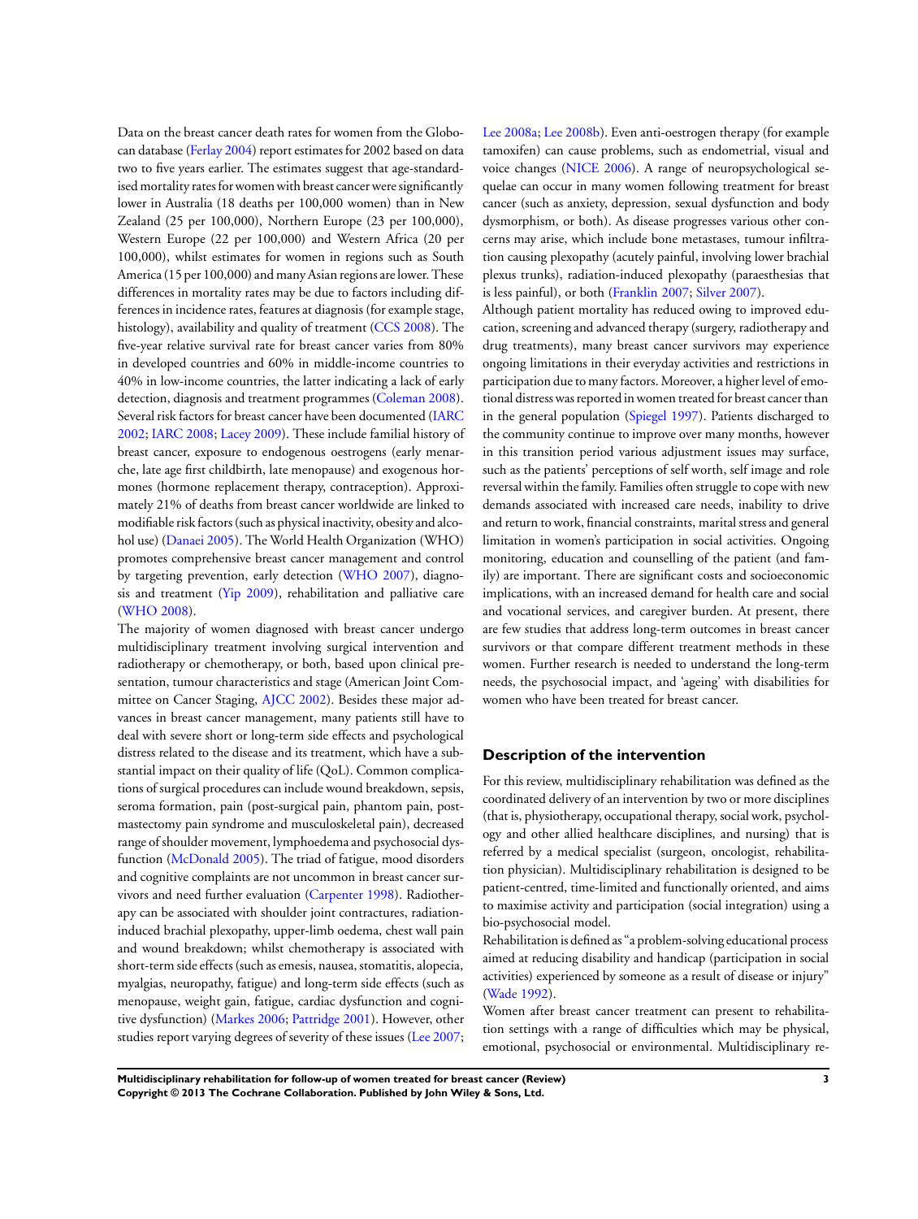Data on the breast cancer death rates for women from the Globocan database (Ferlay 2004) report estimates for 2002 based on data two to five years earlier. The estimates suggest that age-standardised mortality rates for women with breast cancer were significantly lower in Australia (18 deaths per 100,000 women) than in New Zealand (25 per 100,000), Northern Europe (23 per 100,000), Western Europe (22 per 100,000) and Western Africa (20 per 100,000), whilst estimates for women in regions such as South America (15 per 100,000) and many Asian regions are lower. These differences in mortality rates may be due to factors including differences in incidence rates, features at diagnosis (for example stage, histology), availability and quality of treatment (CCS 2008). The five-year relative survival rate for breast cancer varies from 80% in developed countries and 60% in middle-income countries to 40% in low-income countries, the latter indicating a lack of early detection, diagnosis and treatment programmes (Coleman 2008). Several risk factors for breast cancer have been documented (IARC 2002; IARC 2008; Lacey 2009). These include familial history of breast cancer, exposure to endogenous oestrogens (early menarche, late age first childbirth, late menopause) and exogenous hormones (hormone replacement therapy, contraception). Approximately 21% of deaths from breast cancer worldwide are linked to modifiable risk factors (such as physical inactivity, obesity and alcohol use) (Danaei 2005). The World Health Organization (WHO) promotes comprehensive breast cancer management and control by targeting prevention, early detection (WHO 2007), diagnosis and treatment (Yip 2009), rehabilitation and palliative care (WHO 2008).

The majority of women diagnosed with breast cancer undergo multidisciplinary treatment involving surgical intervention and radiotherapy or chemotherapy, or both, based upon clinical presentation, tumour characteristics and stage (American Joint Committee on Cancer Staging, AJCC 2002). Besides these major advances in breast cancer management, many patients still have to deal with severe short or long-term side effects and psychological distress related to the disease and its treatment, which have a substantial impact on their quality of life (QoL). Common complications of surgical procedures can include wound breakdown, sepsis, seroma formation, pain (post-surgical pain, phantom pain, post-mastectomy pain syndrome and musculoskeletal pain), decreased range of shoulder movement, lymphoedema and psychosocial dysfunction (McDonald 2005). The triad of fatigue, mood disorders and cognitive complaints are not uncommon in breast cancer survivors and need further evaluation (Carpenter 1998). Radiotherapy can be associated with shoulder joint contractures, radiation-induced brachial plexopathy, upper-limb oedema, chest wall pain and wound breakdown; whilst chemotherapy is associated with short-term side effects (such as emesis, nausea, stomatitis, alopecia, myalgias, neuropathy, fatigue) and long-term side effects (such as menopause, weight gain, fatigue, cardiac dysfunction and cognitive dysfunction) (Markes 2006; Pattridge 2001). However, other studies report varying degrees of severity of these issues (Lee 2007; Lee 2008a; Lee 2008b). Even anti-oestrogen therapy (for example tamoxifen) can cause problems, such as endometrial, visual and voice changes (NICE 2006). A range of neuropsychological sequelae can occur in many women following treatment for breast cancer (such as anxiety, depression, sexual dysfunction and body dysmorphism, or both). As disease progresses various other concerns may arise, which include bone metastases, tumour infiltration causing plexopathy (acutely painful, involving lower brachial plexus trunks), radiation-induced plexopathy (paraesthesias that is less painful), or both (Franklin 2007; Silver 2007).

Although patient mortality has reduced owing to improved education, screening and advanced therapy (surgery, radiotherapy and drug treatments), many breast cancer survivors may experience ongoing limitations in their everyday activities and restrictions in participation due to many factors. Moreover, a higher level of emotional distress was reported in women treated for breast cancer than in the general population (Spiegel 1997). Patients discharged to the community continue to improve over many months, however in this transition period various adjustment issues may surface, such as the patients' perceptions of self worth, self image and role reversal within the family. Families often struggle to cope with new demands associated with increased care needs, inability to drive and return to work, financial constraints, marital stress and general limitation in women's participation in social activities. Ongoing monitoring, education and counselling of the patient (and family) are important. There are significant costs and socioeconomic implications, with an increased demand for health care and social and vocational services, and caregiver burden. At present, there are few studies that address long-term outcomes in breast cancer survivors or that compare different treatment methods in these women. Further research is needed to understand the long-term needs, the psychosocial impact, and 'ageing' with disabilities for women who have been treated for breast cancer.

## Description of the intervention

For this review, multidisciplinary rehabilitation was defined as the coordinated delivery of an intervention by two or more disciplines (that is, physiotherapy, occupational therapy, social work, psychology and other allied healthcare disciplines, and nursing) that is referred by a medical specialist (surgeon, oncologist, rehabilitation physician). Multidisciplinary rehabilitation is designed to be patient-centred, time-limited and functionally oriented, and aims to maximise activity and participation (social integration) using a bio-psychosocial model.

Rehabilitation is defined as "a problem-solving educational process aimed at reducing disability and handicap (participation in social activities) experienced by someone as a result of disease or injury" (Wade 1992).

Women after breast cancer treatment can present to rehabilitation settings with a range of difficulties which may be physical, emotional, psychosocial or environmental. Multidisciplinary re-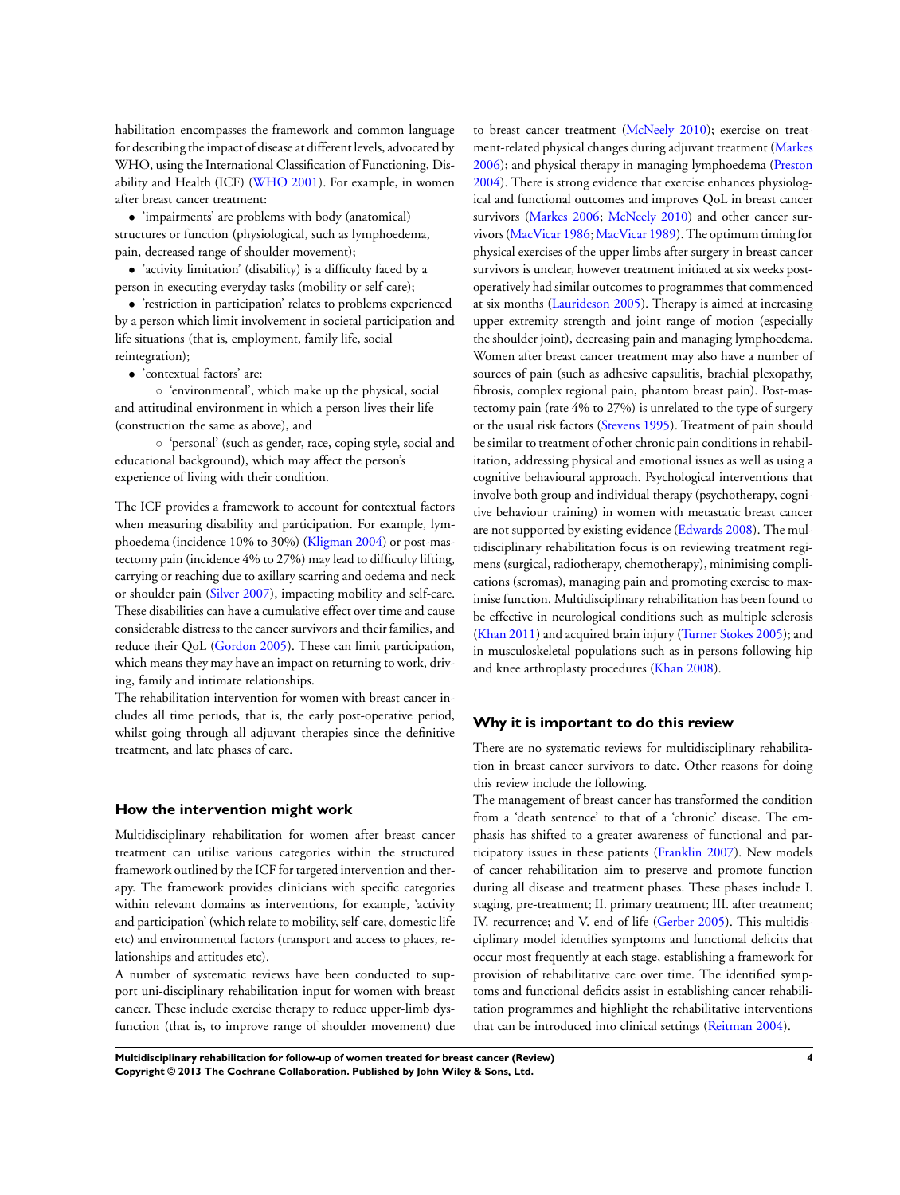habilitation encompasses the framework and common language for describing the impact of disease at different levels, advocated by WHO, using the International Classification of Functioning, Disability and Health (ICF) (WHO 2001). For example, in women after breast cancer treatment:

- 'impairments' are problems with body (anatomical) structures or function (physiological, such as lymphoedema, pain, decreased range of shoulder movement);
- 'activity limitation' (disability) is a difficulty faced by a person in executing everyday tasks (mobility or self-care);
- 'restriction in participation' relates to problems experienced by a person which limit involvement in societal participation and life situations (that is, employment, family life, social reintegration);
- 'contextual factors' are:
    - 'environmental', which make up the physical, social and attitudinal environment in which a person lives their life (construction the same as above), and
    - 'personal' (such as gender, race, coping style, social and educational background), which may affect the person's experience of living with their condition.

The ICF provides a framework to account for contextual factors when measuring disability and participation. For example, lymphoedema (incidence 10% to 30%) (Kligman 2004) or post-mastectomy pain (incidence 4% to 27%) may lead to difficulty lifting, carrying or reaching due to axillary scarring and oedema and neck or shoulder pain (Silver 2007), impacting mobility and self-care. These disabilities can have a cumulative effect over time and cause considerable distress to the cancer survivors and their families, and reduce their QoL (Gordon 2005). These can limit participation, which means they may have an impact on returning to work, driving, family and intimate relationships.

The rehabilitation intervention for women with breast cancer includes all time periods, that is, the early post-operative period, whilst going through all adjuvant therapies since the definitive treatment, and late phases of care.

### How the intervention might work

Multidisciplinary rehabilitation for women after breast cancer treatment can utilise various categories within the structured framework outlined by the ICF for targeted intervention and therapy. The framework provides clinicians with specific categories within relevant domains as interventions, for example, 'activity and participation' (which relate to mobility, self-care, domestic life etc) and environmental factors (transport and access to places, relationships and attitudes etc).

A number of systematic reviews have been conducted to support uni-disciplinary rehabilitation input for women with breast cancer. These include exercise therapy to reduce upper-limb dysfunction (that is, to improve range of shoulder movement) due to breast cancer treatment (McNeely 2010); exercise on treatment-related physical changes during adjuvant treatment (Markes 2006); and physical therapy in managing lymphoedema (Preston 2004). There is strong evidence that exercise enhances physiological and functional outcomes and improves QoL in breast cancer survivors (Markes 2006; McNeely 2010) and other cancer survivors (MacVicar 1986; MacVicar 1989). The optimum timing for physical exercises of the upper limbs after surgery in breast cancer survivors is unclear, however treatment initiated at six weeks post-operatively had similar outcomes to programmes that commenced at six months (Laurideson 2005). Therapy is aimed at increasing upper extremity strength and joint range of motion (especially the shoulder joint), decreasing pain and managing lymphoedema. Women after breast cancer treatment may also have a number of sources of pain (such as adhesive capsulitis, brachial plexopathy, fibrosis, complex regional pain, phantom breast pain). Post-mastectomy pain (rate 4% to 27%) is unrelated to the type of surgery or the usual risk factors (Stevens 1995). Treatment of pain should be similar to treatment of other chronic pain conditions in rehabilitation, addressing physical and emotional issues as well as using a cognitive behavioural approach. Psychological interventions that involve both group and individual therapy (psychotherapy, cognitive behaviour training) in women with metastatic breast cancer are not supported by existing evidence (Edwards 2008). The multidisciplinary rehabilitation focus is on reviewing treatment regimens (surgical, radiotherapy, chemotherapy), minimising complications (seromas), managing pain and promoting exercise to maximise function. Multidisciplinary rehabilitation has been found to be effective in neurological conditions such as multiple sclerosis (Khan 2011) and acquired brain injury (Turner Stokes 2005); and in musculoskeletal populations such as in persons following hip and knee arthroplasty procedures (Khan 2008).

### Why it is important to do this review

There are no systematic reviews for multidisciplinary rehabilitation in breast cancer survivors to date. Other reasons for doing this review include the following.

The management of breast cancer has transformed the condition from a 'death sentence' to that of a 'chronic' disease. The emphasis has shifted to a greater awareness of functional and participatory issues in these patients (Franklin 2007). New models of cancer rehabilitation aim to preserve and promote function during all disease and treatment phases. These phases include I. staging, pre-treatment; II. primary treatment; III. after treatment; IV. recurrence; and V. end of life (Gerber 2005). This multidisciplinary model identifies symptoms and functional deficits that occur most frequently at each stage, establishing a framework for provision of rehabilitative care over time. The identified symptoms and functional deficits assist in establishing cancer rehabilitation programmes and highlight the rehabilitative interventions that can be introduced into clinical settings (Reitman 2004).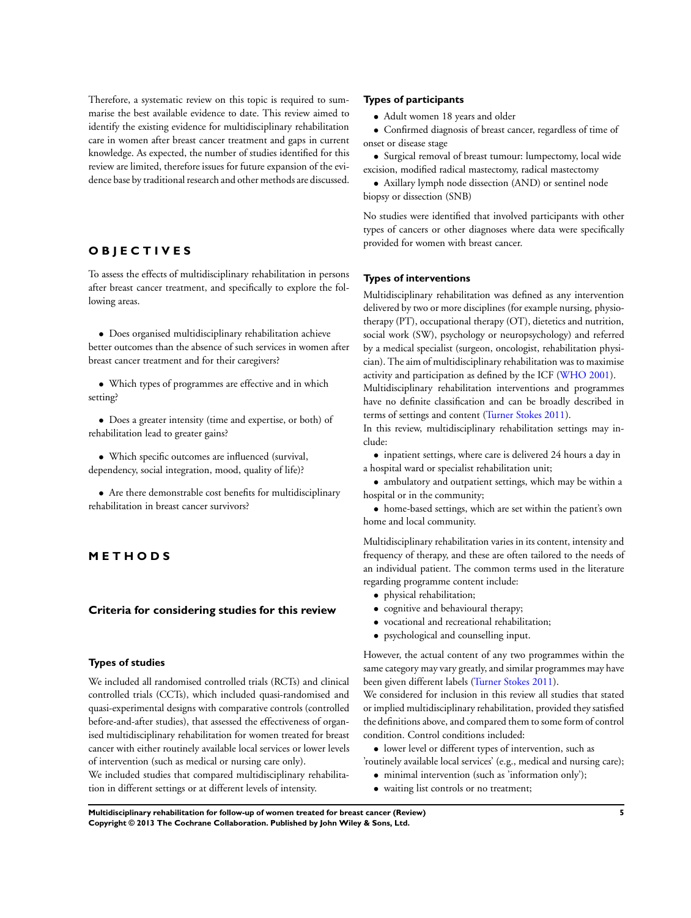Therefore, a systematic review on this topic is required to summarise the best available evidence to date. This review aimed to identify the existing evidence for multidisciplinary rehabilitation care in women after breast cancer treatment and gaps in current knowledge. As expected, the number of studies identified for this review are limited, therefore issues for future expansion of the evidence base by traditional research and other methods are discussed.

# OBJECTIVES

To assess the effects of multidisciplinary rehabilitation in persons after breast cancer treatment, and specifically to explore the following areas.

- Does organised multidisciplinary rehabilitation achieve better outcomes than the absence of such services in women after breast cancer treatment and for their caregivers?
- Which types of programmes are effective and in which setting?
- Does a greater intensity (time and expertise, or both) of rehabilitation lead to greater gains?
- Which specific outcomes are influenced (survival, dependency, social integration, mood, quality of life)?
- Are there demonstrable cost benefits for multidisciplinary rehabilitation in breast cancer survivors?

# METHODS

## Criteria for considering studies for this review

### Types of studies

We included all randomised controlled trials (RCTs) and clinical controlled trials (CCTs), which included quasi-randomised and quasi-experimental designs with comparative controls (controlled before-and-after studies), that assessed the effectiveness of organised multidisciplinary rehabilitation for women treated for breast cancer with either routinely available local services or lower levels of intervention (such as medical or nursing care only).

We included studies that compared multidisciplinary rehabilitation in different settings or at different levels of intensity.

### Types of participants

- Adult women 18 years and older
- Confirmed diagnosis of breast cancer, regardless of time of onset or disease stage
- Surgical removal of breast tumour: lumpectomy, local wide excision, modified radical mastectomy, radical mastectomy
- Axillary lymph node dissection (AND) or sentinel node biopsy or dissection (SNB)

No studies were identified that involved participants with other types of cancers or other diagnoses where data were specifically provided for women with breast cancer.

### Types of interventions

Multidisciplinary rehabilitation was defined as any intervention delivered by two or more disciplines (for example nursing, physiotherapy (PT), occupational therapy (OT), dietetics and nutrition, social work (SW), psychology or neuropsychology) and referred by a medical specialist (surgeon, oncologist, rehabilitation physician). The aim of multidisciplinary rehabilitation was to maximise activity and participation as defined by the ICF (WHO 2001).

Multidisciplinary rehabilitation interventions and programmes have no definite classification and can be broadly described in terms of settings and content (Turner Stokes 2011).

In this review, multidisciplinary rehabilitation settings may include:

- inpatient settings, where care is delivered 24 hours a day in a hospital ward or specialist rehabilitation unit;
- ambulatory and outpatient settings, which may be within a hospital or in the community;
- home-based settings, which are set within the patient's own home and local community.

Multidisciplinary rehabilitation varies in its content, intensity and frequency of therapy, and these are often tailored to the needs of an individual patient. The common terms used in the literature regarding programme content include:

- physical rehabilitation;
- cognitive and behavioural therapy;
- vocational and recreational rehabilitation;
- psychological and counselling input.

However, the actual content of any two programmes within the same category may vary greatly, and similar programmes may have been given different labels (Turner Stokes 2011).

We considered for inclusion in this review all studies that stated or implied multidisciplinary rehabilitation, provided they satisfied the definitions above, and compared them to some form of control condition. Control conditions included:

- lower level or different types of intervention, such as 'routinely available local services' (e.g., medical and nursing care);
- minimal intervention (such as 'information only');
- waiting list controls or no treatment;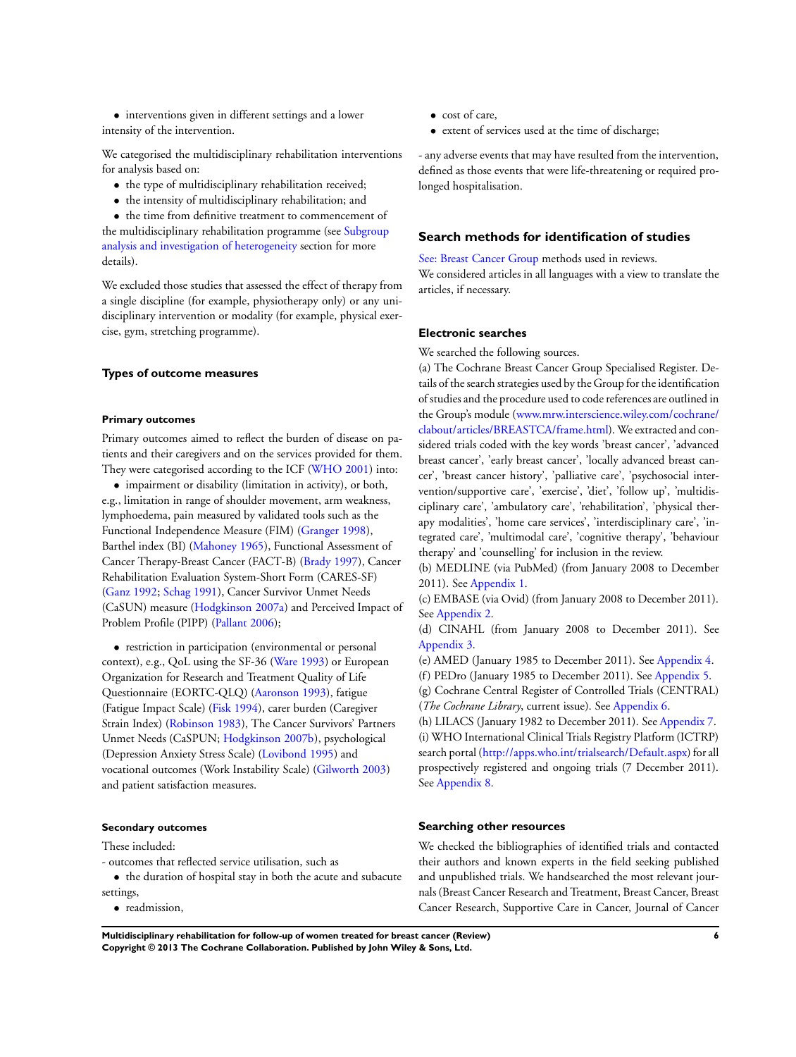- interventions given in different settings and a lower intensity of the intervention.

We categorised the multidisciplinary rehabilitation interventions for analysis based on:

- the type of multidisciplinary rehabilitation received;
- the intensity of multidisciplinary rehabilitation; and
- the time from definitive treatment to commencement of the multidisciplinary rehabilitation programme (see Subgroup analysis and investigation of heterogeneity section for more details).

We excluded those studies that assessed the effect of therapy from a single discipline (for example, physiotherapy only) or any unidisciplinary intervention or modality (for example, physical exercise, gym, stretching programme).

### Types of outcome measures

#### Primary outcomes

Primary outcomes aimed to reflect the burden of disease on patients and their caregivers and on the services provided for them. They were categorised according to the ICF (WHO 2001) into:

- impairment or disability (limitation in activity), or both, e.g., limitation in range of shoulder movement, arm weakness, lymphoedema, pain measured by validated tools such as the Functional Independence Measure (FIM) (Granger 1998), Barthel index (BI) (Mahoney 1965), Functional Assessment of Cancer Therapy-Breast Cancer (FACT-B) (Brady 1997), Cancer Rehabilitation Evaluation System-Short Form (CARES-SF) (Ganz 1992; Schag 1991), Cancer Survivor Unmet Needs (CaSUN) measure (Hodgkinson 2007a) and Perceived Impact of Problem Profile (PIPP) (Pallant 2006);

- restriction in participation (environmental or personal context), e.g., QoL using the SF-36 (Ware 1993) or European Organization for Research and Treatment Quality of Life Questionnaire (EORTC-QLQ) (Aaronson 1993), fatigue (Fatigue Impact Scale) (Fisk 1994), carer burden (Caregiver Strain Index) (Robinson 1983), The Cancer Survivors' Partners Unmet Needs (CaSPUN; Hodgkinson 2007b), psychological (Depression Anxiety Stress Scale) (Lovibond 1995) and vocational outcomes (Work Instability Scale) (Gilworth 2003) and patient satisfaction measures.

#### Secondary outcomes

These included:

- outcomes that reflected service utilisation, such as

- the duration of hospital stay in both the acute and subacute settings,
- readmission,
- cost of care,
- extent of services used at the time of discharge;

- any adverse events that may have resulted from the intervention, defined as those events that were life-threatening or required prolonged hospitalisation.

## Search methods for identification of studies

See: Breast Cancer Group methods used in reviews.
We considered articles in all languages with a view to translate the articles, if necessary.

### Electronic searches

We searched the following sources.
(a) The Cochrane Breast Cancer Group Specialised Register. Details of the search strategies used by the Group for the identification of studies and the procedure used to code references are outlined in the Group's module (www.mrw.interscience.wiley.com/cochrane/clabout/articles/BREASTCA/frame.html). We extracted and considered trials coded with the key words 'breast cancer', 'advanced breast cancer', 'early breast cancer', 'locally advanced breast cancer', 'breast cancer history', 'palliative care', 'psychosocial intervention/supportive care', 'exercise', 'diet', 'follow up', 'multidisciplinary care', 'ambulatory care', 'rehabilitation', 'physical therapy modalities', 'home care services', 'interdisciplinary care', 'integrated care', 'multimodal care', 'cognitive therapy', 'behaviour therapy' and 'counselling' for inclusion in the review.
(b) MEDLINE (via PubMed) (from January 2008 to December 2011). See Appendix 1.
(c) EMBASE (via Ovid) (from January 2008 to December 2011). See Appendix 2.
(d) CINAHL (from January 2008 to December 2011). See Appendix 3.
(e) AMED (January 1985 to December 2011). See Appendix 4.
(f) PEDro (January 1985 to December 2011). See Appendix 5.
(g) Cochrane Central Register of Controlled Trials (CENTRAL) (*The Cochrane Library*, current issue). See Appendix 6.
(h) LILACS (January 1982 to December 2011). See Appendix 7.
(i) WHO International Clinical Trials Registry Platform (ICTRP) search portal (http://apps.who.int/trialsearch/Default.aspx) for all prospectively registered and ongoing trials (7 December 2011). See Appendix 8.

### Searching other resources

We checked the bibliographies of identified trials and contacted their authors and known experts in the field seeking published and unpublished trials. We handsearched the most relevant journals (Breast Cancer Research and Treatment, Breast Cancer, Breast Cancer Research, Supportive Care in Cancer, Journal of Cancer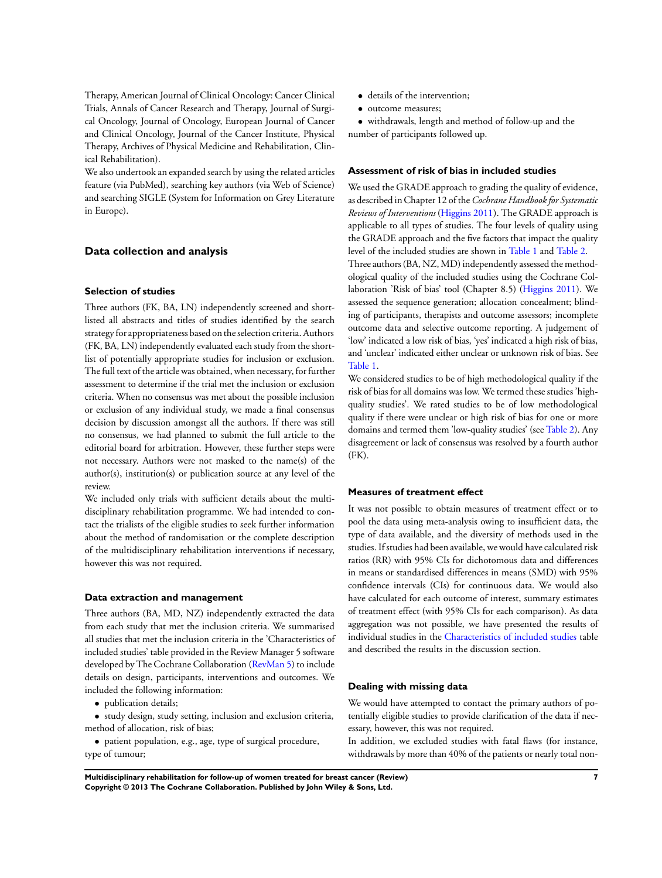Therapy, American Journal of Clinical Oncology: Cancer Clinical Trials, Annals of Cancer Research and Therapy, Journal of Surgical Oncology, Journal of Oncology, European Journal of Cancer and Clinical Oncology, Journal of the Cancer Institute, Physical Therapy, Archives of Physical Medicine and Rehabilitation, Clinical Rehabilitation).

We also undertook an expanded search by using the related articles feature (via PubMed), searching key authors (via Web of Science) and searching SIGLE (System for Information on Grey Literature in Europe).

## Data collection and analysis

### Selection of studies

Three authors (FK, BA, LN) independently screened and shortlisted all abstracts and titles of studies identified by the search strategy for appropriateness based on the selection criteria. Authors (FK, BA, LN) independently evaluated each study from the shortlist of potentially appropriate studies for inclusion or exclusion. The full text of the article was obtained, when necessary, for further assessment to determine if the trial met the inclusion or exclusion criteria. When no consensus was met about the possible inclusion or exclusion of any individual study, we made a final consensus decision by discussion amongst all the authors. If there was still no consensus, we had planned to submit the full article to the editorial board for arbitration. However, these further steps were not necessary. Authors were not masked to the name(s) of the author(s), institution(s) or publication source at any level of the review.

We included only trials with sufficient details about the multidisciplinary rehabilitation programme. We had intended to contact the trialists of the eligible studies to seek further information about the method of randomisation or the complete description of the multidisciplinary rehabilitation interventions if necessary, however this was not required.

### Data extraction and management

Three authors (BA, MD, NZ) independently extracted the data from each study that met the inclusion criteria. We summarised all studies that met the inclusion criteria in the 'Characteristics of included studies' table provided in the Review Manager 5 software developed by The Cochrane Collaboration (RevMan 5) to include details on design, participants, interventions and outcomes. We included the following information:

- publication details;
- study design, study setting, inclusion and exclusion criteria, method of allocation, risk of bias;
- patient population, e.g., age, type of surgical procedure, type of tumour;
- details of the intervention;
- outcome measures;
- withdrawals, length and method of follow-up and the number of participants followed up.

### Assessment of risk of bias in included studies

We used the GRADE approach to grading the quality of evidence, as described in Chapter 12 of the *Cochrane Handbook for Systematic Reviews of Interventions* (Higgins 2011). The GRADE approach is applicable to all types of studies. The four levels of quality using the GRADE approach and the five factors that impact the quality level of the included studies are shown in Table 1 and Table 2.

Three authors (BA, NZ, MD) independently assessed the methodological quality of the included studies using the Cochrane Collaboration 'Risk of bias' tool (Chapter 8.5) (Higgins 2011). We assessed the sequence generation; allocation concealment; blinding of participants, therapists and outcome assessors; incomplete outcome data and selective outcome reporting. A judgement of 'low' indicated a low risk of bias, 'yes' indicated a high risk of bias, and 'unclear' indicated either unclear or unknown risk of bias. See Table 1.

We considered studies to be of high methodological quality if the risk of bias for all domains was low. We termed these studies 'high-quality studies'. We rated studies to be of low methodological quality if there were unclear or high risk of bias for one or more domains and termed them 'low-quality studies' (see Table 2). Any disagreement or lack of consensus was resolved by a fourth author (FK).

### Measures of treatment effect

It was not possible to obtain measures of treatment effect or to pool the data using meta-analysis owing to insufficient data, the type of data available, and the diversity of methods used in the studies. If studies had been available, we would have calculated risk ratios (RR) with 95% CIs for dichotomous data and differences in means or standardised differences in means (SMD) with 95% confidence intervals (CIs) for continuous data. We would also have calculated for each outcome of interest, summary estimates of treatment effect (with 95% CIs for each comparison). As data aggregation was not possible, we have presented the results of individual studies in the Characteristics of included studies table and described the results in the discussion section.

### Dealing with missing data

We would have attempted to contact the primary authors of potentially eligible studies to provide clarification of the data if necessary, however, this was not required.

In addition, we excluded studies with fatal flaws (for instance, withdrawals by more than 40% of the patients or nearly total non-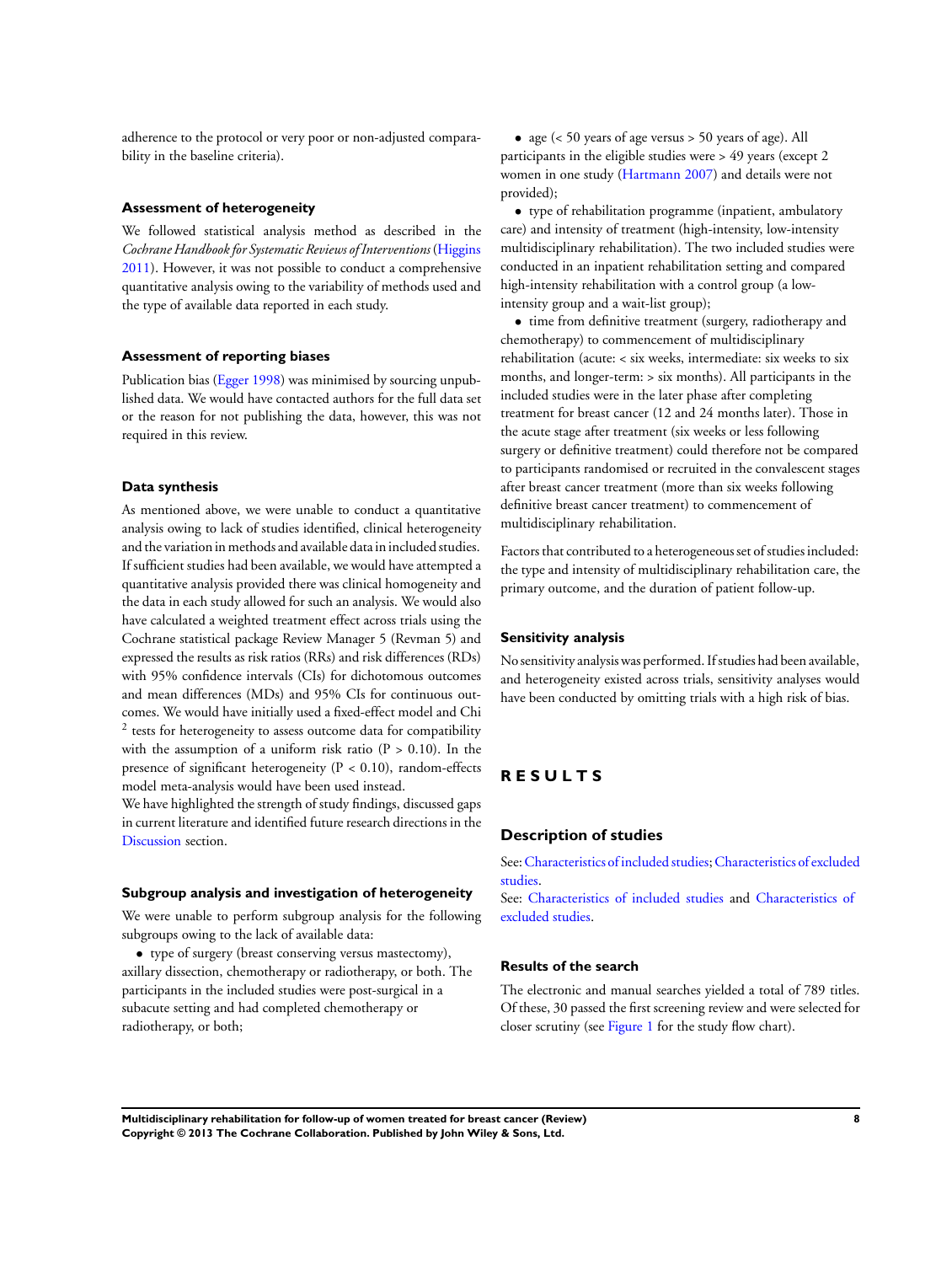adherence to the protocol or very poor or non-adjusted comparability in the baseline criteria).

### Assessment of heterogeneity

We followed statistical analysis method as described in the *Cochrane Handbook for Systematic Reviews of Interventions* (Higgins 2011). However, it was not possible to conduct a comprehensive quantitative analysis owing to the variability of methods used and the type of available data reported in each study.

### Assessment of reporting biases

Publication bias (Egger 1998) was minimised by sourcing unpublished data. We would have contacted authors for the full data set or the reason for not publishing the data, however, this was not required in this review.

### Data synthesis

As mentioned above, we were unable to conduct a quantitative analysis owing to lack of studies identified, clinical heterogeneity and the variation in methods and available data in included studies. If sufficient studies had been available, we would have attempted a quantitative analysis provided there was clinical homogeneity and the data in each study allowed for such an analysis. We would also have calculated a weighted treatment effect across trials using the Cochrane statistical package Review Manager 5 (Revman 5) and expressed the results as risk ratios (RRs) and risk differences (RDs) with 95% confidence intervals (CIs) for dichotomous outcomes and mean differences (MDs) and 95% CIs for continuous outcomes. We would have initially used a fixed-effect model and Chi $^2$ tests for heterogeneity to assess outcome data for compatibility with the assumption of a uniform risk ratio ($P > 0.10$). In the presence of significant heterogeneity ($P < 0.10$), random-effects model meta-analysis would have been used instead.
We have highlighted the strength of study findings, discussed gaps in current literature and identified future research directions in the Discussion section.

### Subgroup analysis and investigation of heterogeneity

We were unable to perform subgroup analysis for the following subgroups owing to the lack of available data:

- type of surgery (breast conserving versus mastectomy), axillary dissection, chemotherapy or radiotherapy, or both. The participants in the included studies were post-surgical in a subacute setting and had completed chemotherapy or radiotherapy, or both;
- age (< 50 years of age versus > 50 years of age). All participants in the eligible studies were > 49 years (except 2 women in one study (Hartmann 2007) and details were not provided);
- type of rehabilitation programme (inpatient, ambulatory care) and intensity of treatment (high-intensity, low-intensity multidisciplinary rehabilitation). The two included studies were conducted in an inpatient rehabilitation setting and compared high-intensity rehabilitation with a control group (a low-intensity group and a wait-list group);
- time from definitive treatment (surgery, radiotherapy and chemotherapy) to commencement of multidisciplinary rehabilitation (acute: < six weeks, intermediate: six weeks to six months, and longer-term: > six months). All participants in the included studies were in the later phase after completing treatment for breast cancer (12 and 24 months later). Those in the acute stage after treatment (six weeks or less following surgery or definitive treatment) could therefore not be compared to participants randomised or recruited in the convalescent stages after breast cancer treatment (more than six weeks following definitive breast cancer treatment) to commencement of multidisciplinary rehabilitation.

Factors that contributed to a heterogeneous set of studies included: the type and intensity of multidisciplinary rehabilitation care, the primary outcome, and the duration of patient follow-up.

### Sensitivity analysis

No sensitivity analysis was performed. If studies had been available, and heterogeneity existed across trials, sensitivity analyses would have been conducted by omitting trials with a high risk of bias.

# RESULTS

## Description of studies

See: Characteristics of included studies; Characteristics of excluded studies.
See: Characteristics of included studies and Characteristics of excluded studies.

### Results of the search

The electronic and manual searches yielded a total of 789 titles. Of these, 30 passed the first screening review and were selected for closer scrutiny (see Figure 1 for the study flow chart).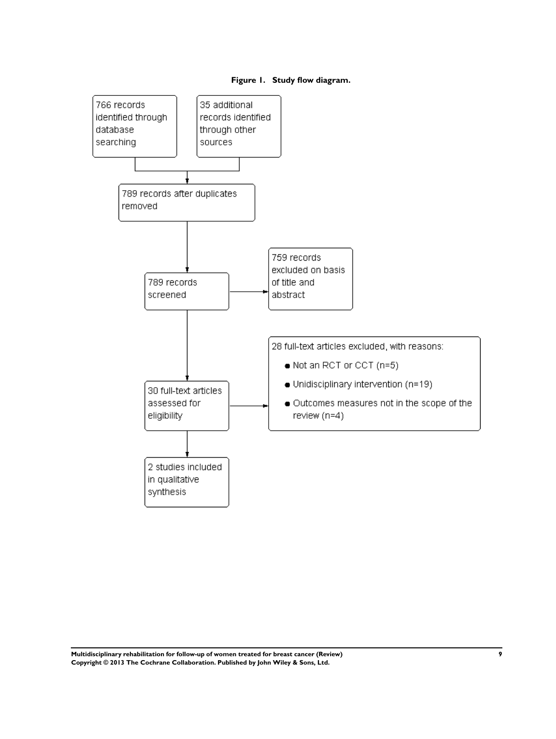**Figure 1. Study flow diagram.**

766 records identified through database searching

35 additional records identified through other sources

789 records after duplicates removed

789 records screened

759 records excluded on basis of title and abstract

30 full-text articles assessed for eligibility

28 full-text articles excluded, with reasons:

- Not an RCT or CCT (n=5)
- Unidisciplinary intervention (n=19)
- Outcomes measures not in the scope of the review (n=4)

2 studies included in qualitative synthesis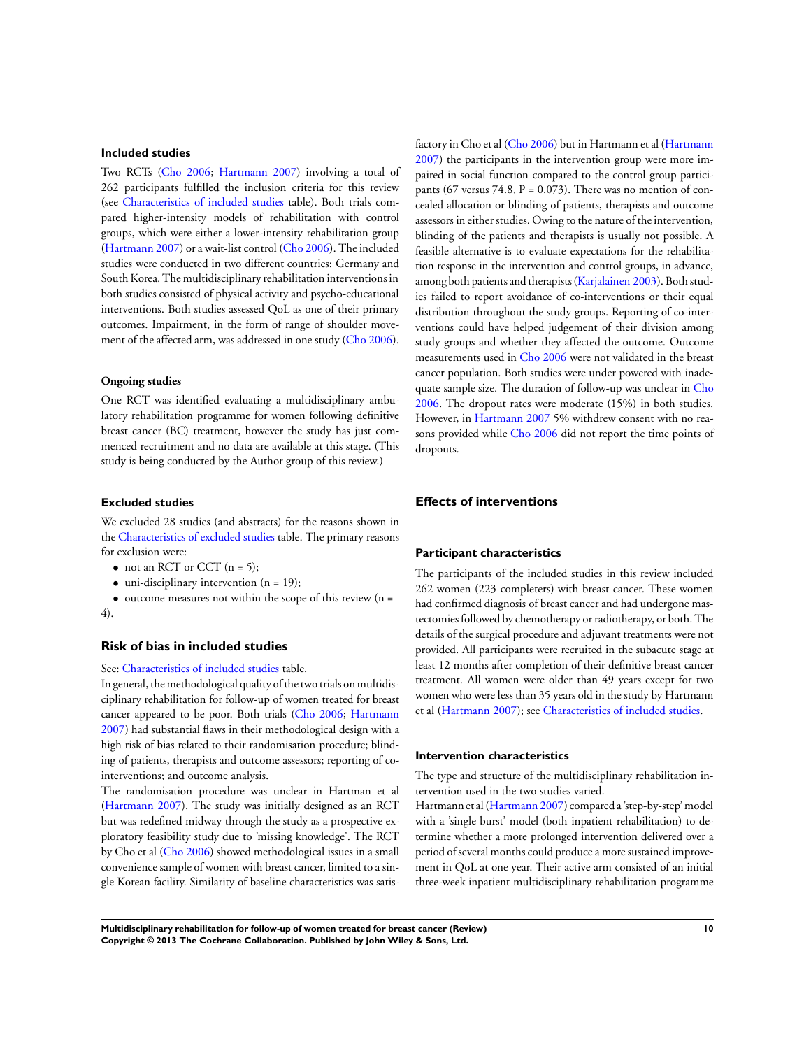### Included studies

Two RCTs (Cho 2006; Hartmann 2007) involving a total of 262 participants fulfilled the inclusion criteria for this review (see Characteristics of included studies table). Both trials compared higher-intensity models of rehabilitation with control groups, which were either a lower-intensity rehabilitation group (Hartmann 2007) or a wait-list control (Cho 2006). The included studies were conducted in two different countries: Germany and South Korea. The multidisciplinary rehabilitation interventions in both studies consisted of physical activity and psycho-educational interventions. Both studies assessed QoL as one of their primary outcomes. Impairment, in the form of range of shoulder movement of the affected arm, was addressed in one study (Cho 2006).

### Ongoing studies

One RCT was identified evaluating a multidisciplinary ambulatory rehabilitation programme for women following definitive breast cancer (BC) treatment, however the study has just commenced recruitment and no data are available at this stage. (This study is being conducted by the Author group of this review.)

### Excluded studies

We excluded 28 studies (and abstracts) for the reasons shown in the Characteristics of excluded studies table. The primary reasons for exclusion were:

- not an RCT or CCT (n = 5);
- uni-disciplinary intervention (n = 19);
- outcome measures not within the scope of this review (n = 4).

## Risk of bias in included studies

See: Characteristics of included studies table.

In general, the methodological quality of the two trials on multidisciplinary rehabilitation for follow-up of women treated for breast cancer appeared to be poor. Both trials (Cho 2006; Hartmann 2007) had substantial flaws in their methodological design with a high risk of bias related to their randomisation procedure; blinding of patients, therapists and outcome assessors; reporting of co-interventions; and outcome analysis.

The randomisation procedure was unclear in Hartman et al (Hartmann 2007). The study was initially designed as an RCT but was redefined midway through the study as a prospective exploratory feasibility study due to 'missing knowledge'. The RCT by Cho et al (Cho 2006) showed methodological issues in a small convenience sample of women with breast cancer, limited to a single Korean facility. Similarity of baseline characteristics was satisfactory in Cho et al (Cho 2006) but in Hartmann et al (Hartmann 2007) the participants in the intervention group were more impaired in social function compared to the control group participants (67 versus 74.8, P = 0.073). There was no mention of concealed allocation or blinding of patients, therapists and outcome assessors in either studies. Owing to the nature of the intervention, blinding of the patients and therapists is usually not possible. A feasible alternative is to evaluate expectations for the rehabilitation response in the intervention and control groups, in advance, among both patients and therapists (Karjalainen 2003). Both studies failed to report avoidance of co-interventions or their equal distribution throughout the study groups. Reporting of co-interventions could have helped judgement of their division among study groups and whether they affected the outcome. Outcome measurements used in Cho 2006 were not validated in the breast cancer population. Both studies were under powered with inadequate sample size. The duration of follow-up was unclear in Cho 2006. The dropout rates were moderate (15%) in both studies. However, in Hartmann 2007 5% withdrew consent with no reasons provided while Cho 2006 did not report the time points of dropouts.

## Effects of interventions

### Participant characteristics

The participants of the included studies in this review included 262 women (223 completers) with breast cancer. These women had confirmed diagnosis of breast cancer and had undergone mastectomies followed by chemotherapy or radiotherapy, or both. The details of the surgical procedure and adjuvant treatments were not provided. All participants were recruited in the subacute stage at least 12 months after completion of their definitive breast cancer treatment. All women were older than 49 years except for two women who were less than 35 years old in the study by Hartmann et al (Hartmann 2007); see Characteristics of included studies.

### Intervention characteristics

The type and structure of the multidisciplinary rehabilitation intervention used in the two studies varied.

Hartmann et al (Hartmann 2007) compared a 'step-by-step' model with a 'single burst' model (both inpatient rehabilitation) to determine whether a more prolonged intervention delivered over a period of several months could produce a more sustained improvement in QoL at one year. Their active arm consisted of an initial three-week inpatient multidisciplinary rehabilitation programme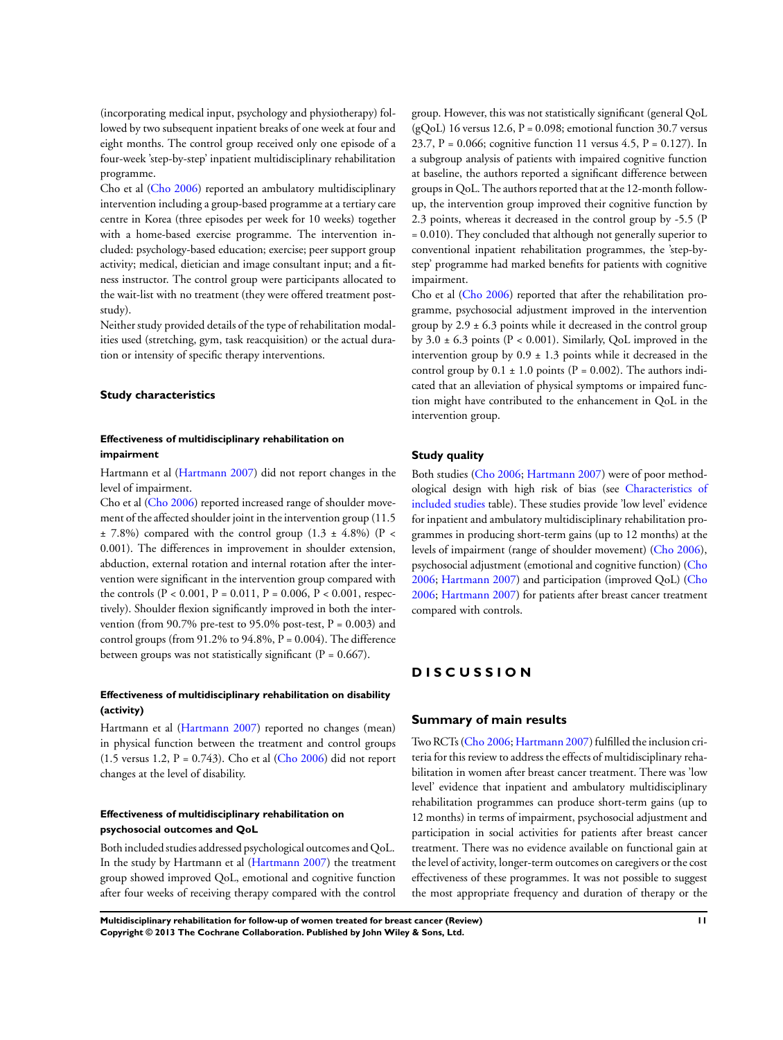(incorporating medical input, psychology and physiotherapy) followed by two subsequent inpatient breaks of one week at four and eight months. The control group received only one episode of a four-week 'step-by-step' inpatient multidisciplinary rehabilitation programme.

Cho et al (Cho 2006) reported an ambulatory multidisciplinary intervention including a group-based programme at a tertiary care centre in Korea (three episodes per week for 10 weeks) together with a home-based exercise programme. The intervention included: psychology-based education; exercise; peer support group activity; medical, dietician and image consultant input; and a fitness instructor. The control group were participants allocated to the wait-list with no treatment (they were offered treatment post-study).

Neither study provided details of the type of rehabilitation modalities used (stretching, gym, task reacquisition) or the actual duration or intensity of specific therapy interventions.

### Study characteristics

#### Effectiveness of multidisciplinary rehabilitation on impairment

Hartmann et al (Hartmann 2007) did not report changes in the level of impairment.

Cho et al (Cho 2006) reported increased range of shoulder movement of the affected shoulder joint in the intervention group (11.5 ± 7.8%) compared with the control group (1.3 ± 4.8%) ($P < 0.001$). The differences in improvement in shoulder extension, abduction, external rotation and internal rotation after the intervention were significant in the intervention group compared with the controls ($P < 0.001$, $P = 0.011$, $P = 0.006$, $P < 0.001$, respectively). Shoulder flexion significantly improved in both the intervention (from 90.7% pre-test to 95.0% post-test, $P = 0.003$) and control groups (from 91.2% to 94.8%, $P = 0.004$). The difference between groups was not statistically significant ($P = 0.667$).

#### Effectiveness of multidisciplinary rehabilitation on disability (activity)

Hartmann et al (Hartmann 2007) reported no changes (mean) in physical function between the treatment and control groups (1.5 versus 1.2, $P = 0.743$). Cho et al (Cho 2006) did not report changes at the level of disability.

#### Effectiveness of multidisciplinary rehabilitation on psychosocial outcomes and QoL

Both included studies addressed psychological outcomes and QoL. In the study by Hartmann et al (Hartmann 2007) the treatment group showed improved QoL, emotional and cognitive function after four weeks of receiving therapy compared with the control group. However, this was not statistically significant (general QoL (gQoL) 16 versus 12.6, $P = 0.098$; emotional function 30.7 versus 23.7, $P = 0.066$; cognitive function 11 versus 4.5, $P = 0.127$). In a subgroup analysis of patients with impaired cognitive function at baseline, the authors reported a significant difference between groups in QoL. The authors reported that at the 12-month follow-up, the intervention group improved their cognitive function by 2.3 points, whereas it decreased in the control group by -5.5 ($P = 0.010$). They concluded that although not generally superior to conventional inpatient rehabilitation programmes, the 'step-by-step' programme had marked benefits for patients with cognitive impairment.

Cho et al (Cho 2006) reported that after the rehabilitation programme, psychosocial adjustment improved in the intervention group by 2.9 ± 6.3 points while it decreased in the control group by 3.0 ± 6.3 points ($P < 0.001$). Similarly, QoL improved in the intervention group by 0.9 ± 1.3 points while it decreased in the control group by 0.1 ± 1.0 points ($P = 0.002$). The authors indicated that an alleviation of physical symptoms or impaired function might have contributed to the enhancement in QoL in the intervention group.

### Study quality

Both studies (Cho 2006; Hartmann 2007) were of poor methodological design with high risk of bias (see Characteristics of included studies table). These studies provide 'low level' evidence for inpatient and ambulatory multidisciplinary rehabilitation programmes in producing short-term gains (up to 12 months) at the levels of impairment (range of shoulder movement) (Cho 2006), psychosocial adjustment (emotional and cognitive function) (Cho 2006; Hartmann 2007) and participation (improved QoL) (Cho 2006; Hartmann 2007) for patients after breast cancer treatment compared with controls.

# DISCUSSION

## Summary of main results

Two RCTs (Cho 2006; Hartmann 2007) fulfilled the inclusion criteria for this review to address the effects of multidisciplinary rehabilitation in women after breast cancer treatment. There was 'low level' evidence that inpatient and ambulatory multidisciplinary rehabilitation programmes can produce short-term gains (up to 12 months) in terms of impairment, psychosocial adjustment and participation in social activities for patients after breast cancer treatment. There was no evidence available on functional gain at the level of activity, longer-term outcomes on caregivers or the cost effectiveness of these programmes. It was not possible to suggest the most appropriate frequency and duration of therapy or the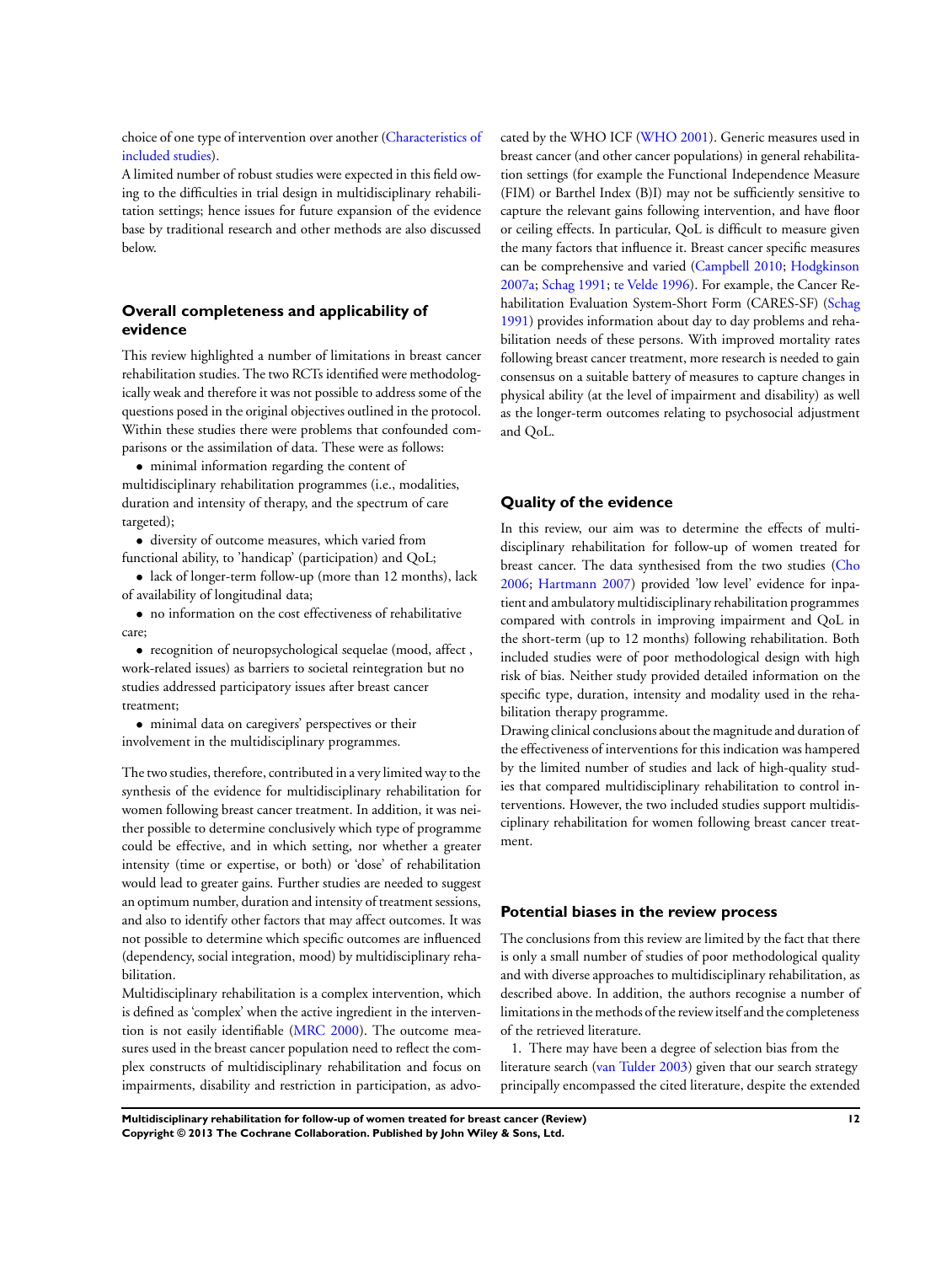choice of one type of intervention over another (Characteristics of included studies).

A limited number of robust studies were expected in this field owing to the difficulties in trial design in multidisciplinary rehabilitation settings; hence issues for future expansion of the evidence base by traditional research and other methods are also discussed below.

## Overall completeness and applicability of evidence

This review highlighted a number of limitations in breast cancer rehabilitation studies. The two RCTs identified were methodologically weak and therefore it was not possible to address some of the questions posed in the original objectives outlined in the protocol. Within these studies there were problems that confounded comparisons or the assimilation of data. These were as follows:

- minimal information regarding the content of multidisciplinary rehabilitation programmes (i.e., modalities, duration and intensity of therapy, and the spectrum of care targeted);
- diversity of outcome measures, which varied from functional ability, to 'handicap' (participation) and QoL;
- lack of longer-term follow-up (more than 12 months), lack of availability of longitudinal data;
- no information on the cost effectiveness of rehabilitative care;
- recognition of neuropsychological sequelae (mood, affect , work-related issues) as barriers to societal reintegration but no studies addressed participatory issues after breast cancer treatment;
- minimal data on caregivers' perspectives or their involvement in the multidisciplinary programmes.

The two studies, therefore, contributed in a very limited way to the synthesis of the evidence for multidisciplinary rehabilitation for women following breast cancer treatment. In addition, it was neither possible to determine conclusively which type of programme could be effective, and in which setting, nor whether a greater intensity (time or expertise, or both) or 'dose' of rehabilitation would lead to greater gains. Further studies are needed to suggest an optimum number, duration and intensity of treatment sessions, and also to identify other factors that may affect outcomes. It was not possible to determine which specific outcomes are influenced (dependency, social integration, mood) by multidisciplinary rehabilitation.

Multidisciplinary rehabilitation is a complex intervention, which is defined as 'complex' when the active ingredient in the intervention is not easily identifiable (MRC 2000). The outcome measures used in the breast cancer population need to reflect the complex constructs of multidisciplinary rehabilitation and focus on impairments, disability and restriction in participation, as advocated by the WHO ICF (WHO 2001). Generic measures used in breast cancer (and other cancer populations) in general rehabilitation settings (for example the Functional Independence Measure (FIM) or Barthel Index (B)I) may not be sufficiently sensitive to capture the relevant gains following intervention, and have floor or ceiling effects. In particular, QoL is difficult to measure given the many factors that influence it. Breast cancer specific measures can be comprehensive and varied (Campbell 2010; Hodgkinson 2007a; Schag 1991; te Velde 1996). For example, the Cancer Rehabilitation Evaluation System-Short Form (CARES-SF) (Schag 1991) provides information about day to day problems and rehabilitation needs of these persons. With improved mortality rates following breast cancer treatment, more research is needed to gain consensus on a suitable battery of measures to capture changes in physical ability (at the level of impairment and disability) as well as the longer-term outcomes relating to psychosocial adjustment and QoL.

## Quality of the evidence

In this review, our aim was to determine the effects of multidisciplinary rehabilitation for follow-up of women treated for breast cancer. The data synthesised from the two studies (Cho 2006; Hartmann 2007) provided 'low level' evidence for inpatient and ambulatory multidisciplinary rehabilitation programmes compared with controls in improving impairment and QoL in the short-term (up to 12 months) following rehabilitation. Both included studies were of poor methodological design with high risk of bias. Neither study provided detailed information on the specific type, duration, intensity and modality used in the rehabilitation therapy programme.

Drawing clinical conclusions about the magnitude and duration of the effectiveness of interventions for this indication was hampered by the limited number of studies and lack of high-quality studies that compared multidisciplinary rehabilitation to control interventions. However, the two included studies support multidisciplinary rehabilitation for women following breast cancer treatment.

## Potential biases in the review process

The conclusions from this review are limited by the fact that there is only a small number of studies of poor methodological quality and with diverse approaches to multidisciplinary rehabilitation, as described above. In addition, the authors recognise a number of limitations in the methods of the review itself and the completeness of the retrieved literature.

1. There may have been a degree of selection bias from the literature search (van Tulder 2003) given that our search strategy principally encompassed the cited literature, despite the extended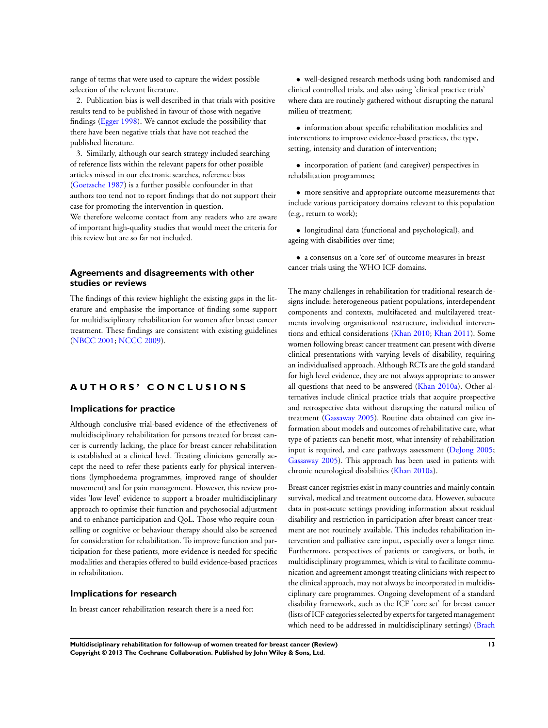range of terms that were used to capture the widest possible selection of the relevant literature.

2. Publication bias is well described in that trials with positive results tend to be published in favour of those with negative findings (Egger 1998). We cannot exclude the possibility that there have been negative trials that have not reached the published literature.

3. Similarly, although our search strategy included searching of reference lists within the relevant papers for other possible articles missed in our electronic searches, reference bias (Goetzsche 1987) is a further possible confounder in that authors too tend not to report findings that do not support their case for promoting the intervention in question.

We therefore welcome contact from any readers who are aware of important high-quality studies that would meet the criteria for this review but are so far not included.

### Agreements and disagreements with other studies or reviews

The findings of this review highlight the existing gaps in the literature and emphasise the importance of finding some support for multidisciplinary rehabilitation for women after breast cancer treatment. These findings are consistent with existing guidelines (NBCC 2001; NCCC 2009).

# AUTHORS' CONCLUSIONS

### Implications for practice

Although conclusive trial-based evidence of the effectiveness of multidisciplinary rehabilitation for persons treated for breast cancer is currently lacking, the place for breast cancer rehabilitation is established at a clinical level. Treating clinicians generally accept the need to refer these patients early for physical interventions (lymphoedema programmes, improved range of shoulder movement) and for pain management. However, this review provides 'low level' evidence to support a broader multidisciplinary approach to optimise their function and psychosocial adjustment and to enhance participation and QoL. Those who require counselling or cognitive or behaviour therapy should also be screened for consideration for rehabilitation. To improve function and participation for these patients, more evidence is needed for specific modalities and therapies offered to build evidence-based practices in rehabilitation.

### Implications for research

In breast cancer rehabilitation research there is a need for:

- well-designed research methods using both randomised and clinical controlled trials, and also using 'clinical practice trials' where data are routinely gathered without disrupting the natural milieu of treatment;
- information about specific rehabilitation modalities and interventions to improve evidence-based practices, the type, setting, intensity and duration of intervention;
- incorporation of patient (and caregiver) perspectives in rehabilitation programmes;
- more sensitive and appropriate outcome measurements that include various participatory domains relevant to this population (e.g., return to work);
- longitudinal data (functional and psychological), and ageing with disabilities over time;
- a consensus on a 'core set' of outcome measures in breast cancer trials using the WHO ICF domains.

The many challenges in rehabilitation for traditional research designs include: heterogeneous patient populations, interdependent components and contexts, multifaceted and multilayered treatments involving organisational restructure, individual interventions and ethical considerations (Khan 2010; Khan 2011). Some women following breast cancer treatment can present with diverse clinical presentations with varying levels of disability, requiring an individualised approach. Although RCTs are the gold standard for high level evidence, they are not always appropriate to answer all questions that need to be answered (Khan 2010a). Other alternatives include clinical practice trials that acquire prospective and retrospective data without disrupting the natural milieu of treatment (Gassaway 2005). Routine data obtained can give information about models and outcomes of rehabilitative care, what type of patients can benefit most, what intensity of rehabilitation input is required, and care pathways assessment (DeJong 2005; Gassaway 2005). This approach has been used in patients with chronic neurological disabilities (Khan 2010a).

Breast cancer registries exist in many countries and mainly contain survival, medical and treatment outcome data. However, subacute data in post-acute settings providing information about residual disability and restriction in participation after breast cancer treatment are not routinely available. This includes rehabilitation intervention and palliative care input, especially over a longer time. Furthermore, perspectives of patients or caregivers, or both, in multidisciplinary programmes, which is vital to facilitate communication and agreement amongst treating clinicians with respect to the clinical approach, may not always be incorporated in multidisciplinary care programmes. Ongoing development of a standard disability framework, such as the ICF 'core set' for breast cancer (lists of ICF categories selected by experts for targeted management which need to be addressed in multidisciplinary settings) (Brach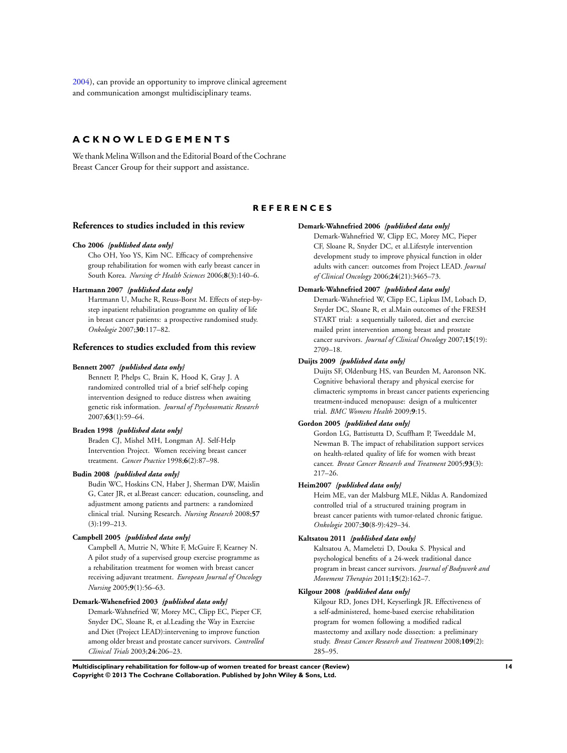2004), can provide an opportunity to improve clinical agreement and communication amongst multidisciplinary teams.

# ACKNOWLEDGEMENTS

We thank Melina Willson and the Editorial Board of the Cochrane Breast Cancer Group for their support and assistance.

# REFERENCES

## References to studies included in this review

**Cho 2006** *{published data only}*

Cho OH, Yoo YS, Kim NC. Efficacy of comprehensive group rehabilitation for women with early breast cancer in South Korea. *Nursing & Health Sciences* 2006;**8**(3):140–6.

**Hartmann 2007** *{published data only}*

Hartmann U, Muche R, Reuss-Borst M. Effects of step-by-step inpatient rehabilitation programme on quality of life in breast cancer patients: a prospective randomised study. *Onkologie* 2007;**30**:117–82.

## References to studies excluded from this review

**Bennett 2007** *{published data only}*

Bennett P, Phelps C, Brain K, Hood K, Gray J. A randomized controlled trial of a brief self-help coping intervention designed to reduce distress when awaiting genetic risk information. *Journal of Psychosomatic Research* 2007;**63**(1):59–64.

**Braden 1998** *{published data only}*

Braden CJ, Mishel MH, Longman AJ. Self-Help Intervention Project. Women receiving breast cancer treatment. *Cancer Practice* 1998;**6**(2):87–98.

**Budin 2008** *{published data only}*

Budin WC, Hoskins CN, Haber J, Sherman DW, Maislin G, Cater JR, et al.Breast cancer: education, counseling, and adjustment among patients and partners: a randomized clinical trial. Nursing Research. *Nursing Research* 2008;**57**(3):199–213.

**Campbell 2005** *{published data only}*

Campbell A, Mutrie N, White F, McGuire F, Kearney N. A pilot study of a supervised group exercise programme as a rehabilitation treatment for women with breast cancer receiving adjuvant treatment. *European Journal of Oncology Nursing* 2005;**9**(1):56–63.

**Demark-Wahenefried 2003** *{published data only}*

Demark-Wahnefried W, Morey MC, Clipp EC, Pieper CF, Snyder DC, Sloane R, et al.Leading the Way in Exercise and Diet (Project LEAD):intervening to improve function among older breast and prostate cancer survivors. *Controlled Clinical Trials* 2003;**24**:206–23.

**Demark-Wahnefried 2006** *{published data only}*

Demark-Wahnefried W, Clipp EC, Morey MC, Pieper CF, Sloane R, Snyder DC, et al.Lifestyle intervention development study to improve physical function in older adults with cancer: outcomes from Project LEAD. *Journal of Clinical Oncology* 2006;**24**(21):3465–73.

**Demark-Wahnefried 2007** *{published data only}*

Demark-Wahnefried W, Clipp EC, Lipkus IM, Lobach D, Snyder DC, Sloane R, et al.Main outcomes of the FRESH START trial: a sequentially tailored, diet and exercise mailed print intervention among breast and prostate cancer survivors. *Journal of Clinical Oncology* 2007;**15**(19):2709–18.

**Duijts 2009** *{published data only}*

Duijts SF, Oldenburg HS, van Beurden M, Aaronson NK. Cognitive behavioral therapy and physical exercise for climacteric symptoms in breast cancer patients experiencing treatment-induced menopause: design of a multicenter trial. *BMC Womens Health* 2009;**9**:15.

**Gordon 2005** *{published data only}*

Gordon LG, Battistutta D, Scuffham P, Tweeddale M, Newman B. The impact of rehabilitation support services on health-related quality of life for women with breast cancer. *Breast Cancer Research and Treatment* 2005;**93**(3):217–26.

**Heim2007** *{published data only}*

Heim ME, van der Malsburg MLE, Niklas A. Randomized controlled trial of a structured training program in breast cancer patients with tumor-related chronic fatigue. *Onkologie* 2007;**30**(8-9):429–34.

**Kaltsatou 2011** *{published data only}*

Kaltsatou A, Mameletzi D, Douka S. Physical and psychological benefits of a 24-week traditional dance program in breast cancer survivors. *Journal of Bodywork and Movement Therapies* 2011;**15**(2):162–7.

**Kilgour 2008** *{published data only}*

Kilgour RD, Jones DH, Keyserlingk JR. Effectiveness of a self-administered, home-based exercise rehabilitation program for women following a modified radical mastectomy and axillary node dissection: a preliminary study. *Breast Cancer Research and Treatment* 2008;**109**(2):285–95.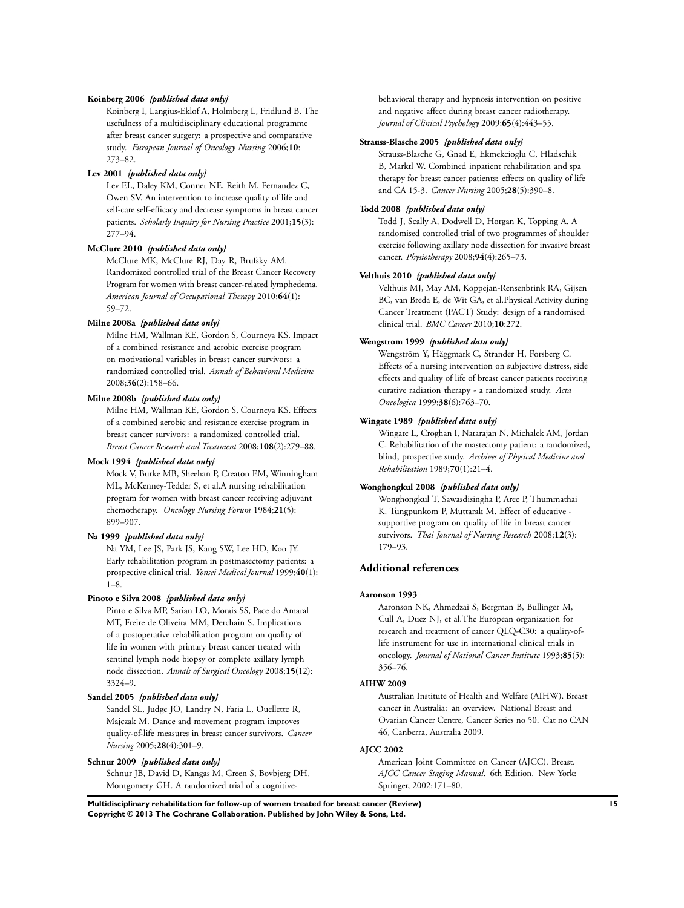**Koinberg 2006** *{published data only}*

Koinberg I, Langius-Eklof A, Holmberg L, Fridlund B. The usefulness of a multidisciplinary educational programme after breast cancer surgery: a prospective and comparative study. *European Journal of Oncology Nursing* 2006;**10**: 273–82.

**Lev 2001** *{published data only}*

Lev EL, Daley KM, Conner NE, Reith M, Fernandez C, Owen SV. An intervention to increase quality of life and self-care self-efficacy and decrease symptoms in breast cancer patients. *Scholarly Inquiry for Nursing Practice* 2001;**15**(3): 277–94.

**McClure 2010** *{published data only}*

McClure MK, McClure RJ, Day R, Brufsky AM. Randomized controlled trial of the Breast Cancer Recovery Program for women with breast cancer-related lymphedema. *American Journal of Occupational Therapy* 2010;**64**(1): 59–72.

**Milne 2008a** *{published data only}*

Milne HM, Wallman KE, Gordon S, Courneya KS. Impact of a combined resistance and aerobic exercise program on motivational variables in breast cancer survivors: a randomized controlled trial. *Annals of Behavioral Medicine* 2008;**36**(2):158–66.

**Milne 2008b** *{published data only}*

Milne HM, Wallman KE, Gordon S, Courneya KS. Effects of a combined aerobic and resistance exercise program in breast cancer survivors: a randomized controlled trial. *Breast Cancer Research and Treatment* 2008;**108**(2):279–88.

**Mock 1994** *{published data only}*

Mock V, Burke MB, Sheehan P, Creaton EM, Winningham ML, McKenney-Tedder S, et al.A nursing rehabilitation program for women with breast cancer receiving adjuvant chemotherapy. *Oncology Nursing Forum* 1984;**21**(5): 899–907.

**Na 1999** *{published data only}*

Na YM, Lee JS, Park JS, Kang SW, Lee HD, Koo JY. Early rehabilitation program in postmastectomy patients: a prospective clinical trial. *Yonsei Medical Journal* 1999;**40**(1): 1–8.

**Pinoto e Silva 2008** *{published data only}*

Pinto e Silva MP, Sarian LO, Morais SS, Pace do Amaral MT, Freire de Oliveira MM, Derchain S. Implications of a postoperative rehabilitation program on quality of life in women with primary breast cancer treated with sentinel lymph node biopsy or complete axillary lymph node dissection. *Annals of Surgical Oncology* 2008;**15**(12): 3324–9.

**Sandel 2005** *{published data only}*

Sandel SL, Judge JO, Landry N, Faria L, Ouellette R, Majczak M. Dance and movement program improves quality-of-life measures in breast cancer survivors. *Cancer Nursing* 2005;**28**(4):301–9.

**Schnur 2009** *{published data only}*

Schnur JB, David D, Kangas M, Green S, Bovbjerg DH, Montgomery GH. A randomized trial of a cognitive-behavioral therapy and hypnosis intervention on positive and negative affect during breast cancer radiotherapy. *Journal of Clinical Psychology* 2009;**65**(4):443–55.

**Strauss-Blasche 2005** *{published data only}*

Strauss-Blasche G, Gnad E, Ekmekcioglu C, Hladschik B, Marktl W. Combined inpatient rehabilitation and spa therapy for breast cancer patients: effects on quality of life and CA 15-3. *Cancer Nursing* 2005;**28**(5):390–8.

**Todd 2008** *{published data only}*

Todd J, Scally A, Dodwell D, Horgan K, Topping A. A randomised controlled trial of two programmes of shoulder exercise following axillary node dissection for invasive breast cancer. *Physiotherapy* 2008;**94**(4):265–73.

**Velthuis 2010** *{published data only}*

Velthuis MJ, May AM, Koppejan-Rensenbrink RA, Gijsen BC, van Breda E, de Wit GA, et al.Physical Activity during Cancer Treatment (PACT) Study: design of a randomised clinical trial. *BMC Cancer* 2010;**10**:272.

**Wengstrom 1999** *{published data only}*

Wengström Y, Häggmark C, Strander H, Forsberg C. Effects of a nursing intervention on subjective distress, side effects and quality of life of breast cancer patients receiving curative radiation therapy - a randomized study. *Acta Oncologica* 1999;**38**(6):763–70.

**Wingate 1989** *{published data only}*

Wingate L, Croghan I, Natarajan N, Michalek AM, Jordan C. Rehabilitation of the mastectomy patient: a randomized, blind, prospective study. *Archives of Physical Medicine and Rehabilitation* 1989;**70**(1):21–4.

**Wonghongkul 2008** *{published data only}*

Wonghongkul T, Sawasdisingha P, Aree P, Thummathai K, Tungpunkom P, Muttarak M. Effect of educative - supportive program on quality of life in breast cancer survivors. *Thai Journal of Nursing Research* 2008;**12**(3): 179–93.

## Additional references

**Aaronson 1993**

Aaronson NK, Ahmedzai S, Bergman B, Bullinger M, Cull A, Duez NJ, et al.The European organization for research and treatment of cancer QLQ-C30: a quality-of-life instrument for use in international clinical trials in oncology. *Journal of National Cancer Institute* 1993;**85**(5): 356–76.

**AIHW 2009**

Australian Institute of Health and Welfare (AIHW). Breast cancer in Australia: an overview. National Breast and Ovarian Cancer Centre, Cancer Series no 50. Cat no CAN 46, Canberra, Australia 2009.

**AJCC 2002**

American Joint Committee on Cancer (AJCC). Breast. *AJCC Cancer Staging Manual*. 6th Edition. New York: Springer, 2002:171–80.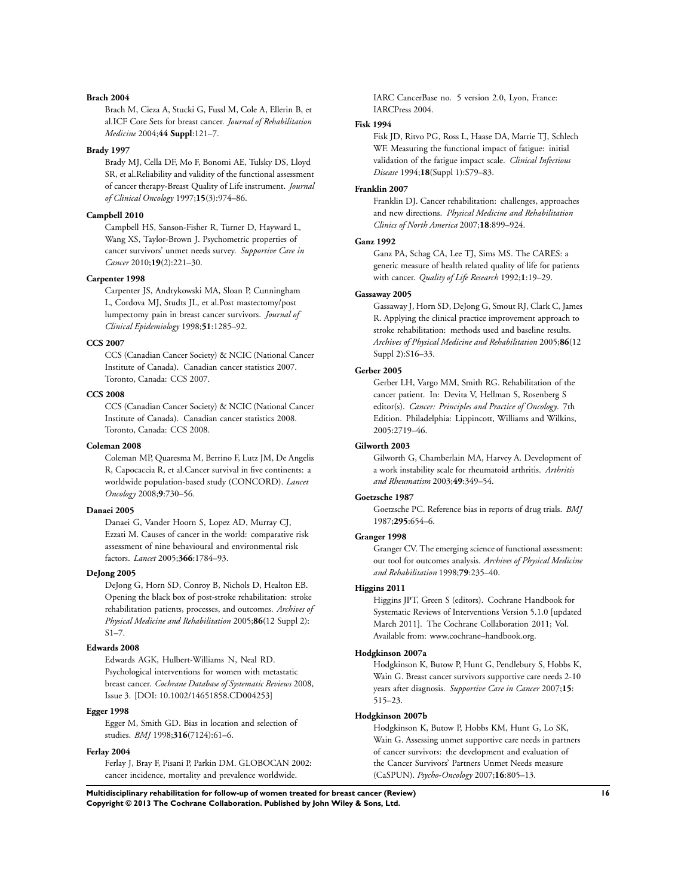**Brach 2004**

Brach M, Cieza A, Stucki G, Fussl M, Cole A, Ellerin B, et al.ICF Core Sets for breast cancer. *Journal of Rehabilitation Medicine* 2004;**44 Suppl**:121–7.

**Brady 1997**

Brady MJ, Cella DF, Mo F, Bonomi AE, Tulsky DS, Lloyd SR, et al.Reliability and validity of the functional assessment of cancer therapy-Breast Quality of Life instrument. *Journal of Clinical Oncology* 1997;**15**(3):974–86.

**Campbell 2010**

Campbell HS, Sanson-Fisher R, Turner D, Hayward L, Wang XS, Taylor-Brown J. Psychometric properties of cancer survivors' unmet needs survey. *Supportive Care in Cancer* 2010;**19**(2):221–30.

**Carpenter 1998**

Carpenter JS, Andrykowski MA, Sloan P, Cunningham L, Cordova MJ, Studts JL, et al.Post mastectomy/post lumpectomy pain in breast cancer survivors. *Journal of Clinical Epidemiology* 1998;**51**:1285–92.

**CCS 2007**

CCS (Canadian Cancer Society) & NCIC (National Cancer Institute of Canada). Canadian cancer statistics 2007. Toronto, Canada: CCS 2007.

**CCS 2008**

CCS (Canadian Cancer Society) & NCIC (National Cancer Institute of Canada). Canadian cancer statistics 2008. Toronto, Canada: CCS 2008.

**Coleman 2008**

Coleman MP, Quaresma M, Berrino F, Lutz JM, De Angelis R, Capocaccia R, et al.Cancer survival in five continents: a worldwide population-based study (CONCORD). *Lancet Oncology* 2008;**9**:730–56.

**Danaei 2005**

Danaei G, Vander Hoorn S, Lopez AD, Murray CJ, Ezzati M. Causes of cancer in the world: comparative risk assessment of nine behavioural and environmental risk factors. *Lancet* 2005;**366**:1784–93.

**DeJong 2005**

DeJong G, Horn SD, Conroy B, Nichols D, Healton EB. Opening the black box of post-stroke rehabilitation: stroke rehabilitation patients, processes, and outcomes. *Archives of Physical Medicine and Rehabilitation* 2005;**86**(12 Suppl 2): S1–7.

**Edwards 2008**

Edwards AGK, Hulbert-Williams N, Neal RD. Psychological interventions for women with metastatic breast cancer. *Cochrane Database of Systematic Reviews* 2008, Issue 3. [DOI: 10.1002/14651858.CD004253]

**Egger 1998**

Egger M, Smith GD. Bias in location and selection of studies. *BMJ* 1998;**316**(7124):61–6.

**Ferlay 2004**

Ferlay J, Bray F, Pisani P, Parkin DM. GLOBOCAN 2002: cancer incidence, mortality and prevalence worldwide. IARC CancerBase no. 5 version 2.0, Lyon, France: IARCPress 2004.

**Fisk 1994**

Fisk JD, Ritvo PG, Ross L, Haase DA, Marrie TJ, Schlech WF. Measuring the functional impact of fatigue: initial validation of the fatigue impact scale. *Clinical Infectious Disease* 1994;**18**(Suppl 1):S79–83.

**Franklin 2007**

Franklin DJ. Cancer rehabilitation: challenges, approaches and new directions. *Physical Medicine and Rehabilitation Clinics of North America* 2007;**18**:899–924.

**Ganz 1992**

Ganz PA, Schag CA, Lee TJ, Sims MS. The CARES: a generic measure of health related quality of life for patients with cancer. *Quality of Life Research* 1992;**1**:19–29.

**Gassaway 2005**

Gassaway J, Horn SD, DeJong G, Smout RJ, Clark C, James R. Applying the clinical practice improvement approach to stroke rehabilitation: methods used and baseline results. *Archives of Physical Medicine and Rehabilitation* 2005;**86**(12 Suppl 2):S16–33.

**Gerber 2005**

Gerber LH, Vargo MM, Smith RG. Rehabilitation of the cancer patient. In: Devita V, Hellman S, Rosenberg S editor(s). *Cancer: Principles and Practice of Oncology*. 7th Edition. Philadelphia: Lippincott, Williams and Wilkins, 2005:2719–46.

**Gilworth 2003**

Gilworth G, Chamberlain MA, Harvey A. Development of a work instability scale for rheumatoid arthritis. *Arthritis and Rheumatism* 2003;**49**:349–54.

**Goetzsche 1987**

Goetzsche PC. Reference bias in reports of drug trials. *BMJ* 1987;**295**:654–6.

**Granger 1998**

Granger CV. The emerging science of functional assessment: our tool for outcomes analysis. *Archives of Physical Medicine and Rehabilitation* 1998;**79**:235–40.

**Higgins 2011**

Higgins JPT, Green S (editors). Cochrane Handbook for Systematic Reviews of Interventions Version 5.1.0 [updated March 2011]. The Cochrane Collaboration 2011; Vol. Available from: www.cochrane–handbook.org.

**Hodgkinson 2007a**

Hodgkinson K, Butow P, Hunt G, Pendlebury S, Hobbs K, Wain G. Breast cancer survivors supportive care needs 2-10 years after diagnosis. *Supportive Care in Cancer* 2007;**15**: 515–23.

**Hodgkinson 2007b**

Hodgkinson K, Butow P, Hobbs KM, Hunt G, Lo SK, Wain G. Assessing unmet supportive care needs in partners of cancer survivors: the development and evaluation of the Cancer Survivors' Partners Unmet Needs measure (CaSPUN). *Psycho-Oncology* 2007;**16**:805–13.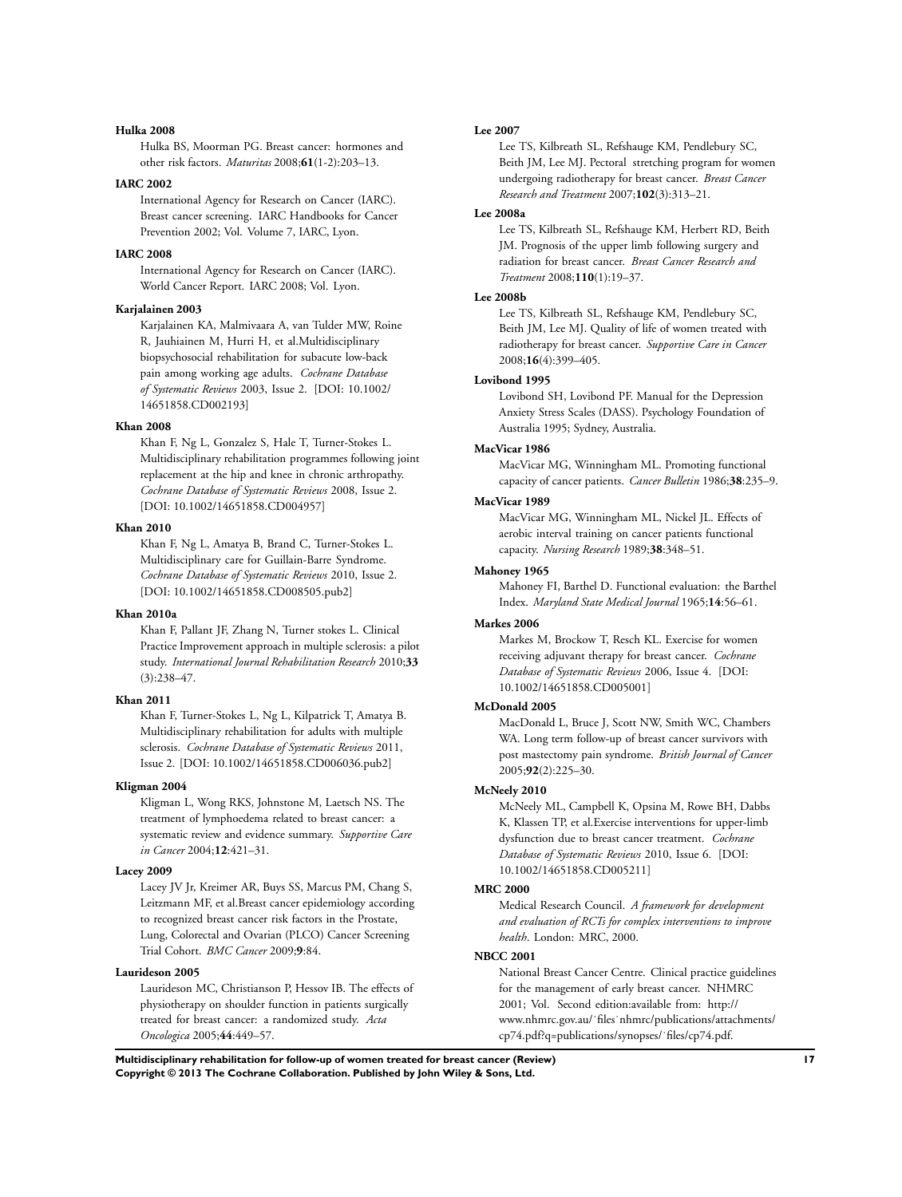**Hulka 2008**

Hulka BS, Moorman PG. Breast cancer: hormones and other risk factors. *Maturitas* 2008;**61**(1-2):203–13.

**IARC 2002**

International Agency for Research on Cancer (IARC). Breast cancer screening. IARC Handbooks for Cancer Prevention 2002; Vol. Volume 7, IARC, Lyon.

**IARC 2008**

International Agency for Research on Cancer (IARC). World Cancer Report. IARC 2008; Vol. Lyon.

**Karjalainen 2003**

Karjalainen KA, Malmivaara A, van Tulder MW, Roine R, Jauhiainen M, Hurri H, et al.Multidisciplinary biopsychosocial rehabilitation for subacute low-back pain among working age adults. *Cochrane Database of Systematic Reviews* 2003, Issue 2. [DOI: 10.1002/14651858.CD002193]

**Khan 2008**

Khan F, Ng L, Gonzalez S, Hale T, Turner-Stokes L. Multidisciplinary rehabilitation programmes following joint replacement at the hip and knee in chronic arthropathy. *Cochrane Database of Systematic Reviews* 2008, Issue 2. [DOI: 10.1002/14651858.CD004957]

**Khan 2010**

Khan F, Ng L, Amatya B, Brand C, Turner-Stokes L. Multidisciplinary care for Guillain-Barre Syndrome. *Cochrane Database of Systematic Reviews* 2010, Issue 2. [DOI: 10.1002/14651858.CD008505.pub2]

**Khan 2010a**

Khan F, Pallant JF, Zhang N, Turner stokes L. Clinical Practice Improvement approach in multiple sclerosis: a pilot study. *International Journal Rehabilitation Research* 2010;**33**(3):238–47.

**Khan 2011**

Khan F, Turner-Stokes L, Ng L, Kilpatrick T, Amatya B. Multidisciplinary rehabilitation for adults with multiple sclerosis. *Cochrane Database of Systematic Reviews* 2011, Issue 2. [DOI: 10.1002/14651858.CD006036.pub2]

**Kligman 2004**

Kligman L, Wong RKS, Johnstone M, Laetsch NS. The treatment of lymphoedema related to breast cancer: a systematic review and evidence summary. *Supportive Care in Cancer* 2004;**12**:421–31.

**Lacey 2009**

Lacey JV Jr, Kreimer AR, Buys SS, Marcus PM, Chang S, Leitzmann MF, et al.Breast cancer epidemiology according to recognized breast cancer risk factors in the Prostate, Lung, Colorectal and Ovarian (PLCO) Cancer Screening Trial Cohort. *BMC Cancer* 2009;**9**:84.

**Laurideson 2005**

Laurideson MC, Christianson P, Hessov IB. The effects of physiotherapy on shoulder function in patients surgically treated for breast cancer: a randomized study. *Acta Oncologica* 2005;**44**:449–57.

**Lee 2007**

Lee TS, Kilbreath SL, Refshauge KM, Pendlebury SC, Beith JM, Lee MJ. Pectoral stretching program for women undergoing radiotherapy for breast cancer. *Breast Cancer Research and Treatment* 2007;**102**(3):313–21.

**Lee 2008a**

Lee TS, Kilbreath SL, Refshauge KM, Herbert RD, Beith JM. Prognosis of the upper limb following surgery and radiation for breast cancer. *Breast Cancer Research and Treatment* 2008;**110**(1):19–37.

**Lee 2008b**

Lee TS, Kilbreath SL, Refshauge KM, Pendlebury SC, Beith JM, Lee MJ. Quality of life of women treated with radiotherapy for breast cancer. *Supportive Care in Cancer* 2008;**16**(4):399–405.

**Lovibond 1995**

Lovibond SH, Lovibond PF. Manual for the Depression Anxiety Stress Scales (DASS). Psychology Foundation of Australia 1995; Sydney, Australia.

**MacVicar 1986**

MacVicar MG, Winningham ML. Promoting functional capacity of cancer patients. *Cancer Bulletin* 1986;**38**:235–9.

**MacVicar 1989**

MacVicar MG, Winningham ML, Nickel JL. Effects of aerobic interval training on cancer patients functional capacity. *Nursing Research* 1989;**38**:348–51.

**Mahoney 1965**

Mahoney FI, Barthel D. Functional evaluation: the Barthel Index. *Maryland State Medical Journal* 1965;**14**:56–61.

**Markes 2006**

Markes M, Brockow T, Resch KL. Exercise for women receiving adjuvant therapy for breast cancer. *Cochrane Database of Systematic Reviews* 2006, Issue 4. [DOI: 10.1002/14651858.CD005001]

**McDonald 2005**

MacDonald L, Bruce J, Scott NW, Smith WC, Chambers WA. Long term follow-up of breast cancer survivors with post mastectomy pain syndrome. *British Journal of Cancer* 2005;**92**(2):225–30.

**McNeely 2010**

McNeely ML, Campbell K, Opsina M, Rowe BH, Dabbs K, Klassen TP, et al.Exercise interventions for upper-limb dysfunction due to breast cancer treatment. *Cochrane Database of Systematic Reviews* 2010, Issue 6. [DOI: 10.1002/14651858.CD005211]

**MRC 2000**

Medical Research Council. *A framework for development and evaluation of RCTs for complex interventions to improve health*. London: MRC, 2000.

**NBCC 2001**

National Breast Cancer Centre. Clinical practice guidelines for the management of early breast cancer. NHMRC 2001; Vol. Second edition:available from: http://www.nhmrc.gov.au/˙files˙nhmrc/publications/attachments/cp74.pdf?q=publications/synopses/˙files/cp74.pdf.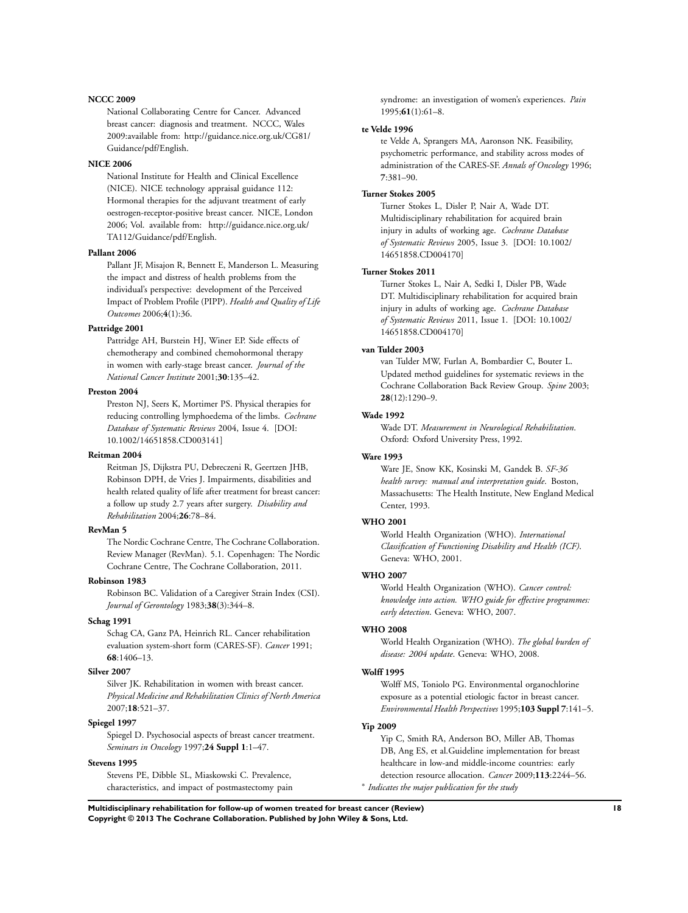**NCCC 2009**

National Collaborating Centre for Cancer. Advanced breast cancer: diagnosis and treatment. NCCC, Wales 2009:available from: http://guidance.nice.org.uk/CG81/Guidance/pdf/English.

**NICE 2006**

National Institute for Health and Clinical Excellence (NICE). NICE technology appraisal guidance 112: Hormonal therapies for the adjuvant treatment of early oestrogen-receptor-positive breast cancer. NICE, London 2006; Vol. available from: http://guidance.nice.org.uk/TA112/Guidance/pdf/English.

**Pallant 2006**

Pallant JF, Misajon R, Bennett E, Manderson L. Measuring the impact and distress of health problems from the individual's perspective: development of the Perceived Impact of Problem Profile (PIPP). *Health and Quality of Life Outcomes* 2006;**4**(1):36.

**Pattridge 2001**

Pattridge AH, Burstein HJ, Winer EP. Side effects of chemotherapy and combined chemohormonal therapy in women with early-stage breast cancer. *Journal of the National Cancer Institute* 2001;**30**:135–42.

**Preston 2004**

Preston NJ, Seers K, Mortimer PS. Physical therapies for reducing controlling lymphoedema of the limbs. *Cochrane Database of Systematic Reviews* 2004, Issue 4. [DOI: 10.1002/14651858.CD003141]

**Reitman 2004**

Reitman JS, Dijkstra PU, Debreczeni R, Geertzen JHB, Robinson DPH, de Vries J. Impairments, disabilities and health related quality of life after treatment for breast cancer: a follow up study 2.7 years after surgery. *Disability and Rehabilitation* 2004;**26**:78–84.

**RevMan 5**

The Nordic Cochrane Centre, The Cochrane Collaboration. Review Manager (RevMan). 5.1. Copenhagen: The Nordic Cochrane Centre, The Cochrane Collaboration, 2011.

**Robinson 1983**

Robinson BC. Validation of a Caregiver Strain Index (CSI). *Journal of Gerontology* 1983;**38**(3):344–8.

**Schag 1991**

Schag CA, Ganz PA, Heinrich RL. Cancer rehabilitation evaluation system-short form (CARES-SF). *Cancer* 1991;**68**:1406–13.

**Silver 2007**

Silver JK. Rehabilitation in women with breast cancer. *Physical Medicine and Rehabilitation Clinics of North America* 2007;**18**:521–37.

**Spiegel 1997**

Spiegel D. Psychosocial aspects of breast cancer treatment. *Seminars in Oncology* 1997;**24 Suppl 1**:1–47.

**Stevens 1995**

Stevens PE, Dibble SL, Miaskowski C. Prevalence, characteristics, and impact of postmastectomy pain syndrome: an investigation of women's experiences. *Pain* 1995;**61**(1):61–8.

**te Velde 1996**

te Velde A, Sprangers MA, Aaronson NK. Feasibility, psychometric performance, and stability across modes of administration of the CARES-SF. *Annals of Oncology* 1996;**7**:381–90.

**Turner Stokes 2005**

Turner Stokes L, Disler P, Nair A, Wade DT. Multidisciplinary rehabilitation for acquired brain injury in adults of working age. *Cochrane Database of Systematic Reviews* 2005, Issue 3. [DOI: 10.1002/14651858.CD004170]

**Turner Stokes 2011**

Turner Stokes L, Nair A, Sedki I, Disler PB, Wade DT. Multidisciplinary rehabilitation for acquired brain injury in adults of working age. *Cochrane Database of Systematic Reviews* 2011, Issue 1. [DOI: 10.1002/14651858.CD004170]

**van Tulder 2003**

van Tulder MW, Furlan A, Bombardier C, Bouter L. Updated method guidelines for systematic reviews in the Cochrane Collaboration Back Review Group. *Spine* 2003;**28**(12):1290–9.

**Wade 1992**

Wade DT. *Measurement in Neurological Rehabilitation*. Oxford: Oxford University Press, 1992.

**Ware 1993**

Ware JE, Snow KK, Kosinski M, Gandek B. *SF-36 health survey: manual and interpretation guide*. Boston, Massachusetts: The Health Institute, New England Medical Center, 1993.

**WHO 2001**

World Health Organization (WHO). *International Classification of Functioning Disability and Health (ICF)*. Geneva: WHO, 2001.

**WHO 2007**

World Health Organization (WHO). *Cancer control: knowledge into action. WHO guide for effective programmes: early detection*. Geneva: WHO, 2007.

**WHO 2008**

World Health Organization (WHO). *The global burden of disease: 2004 update*. Geneva: WHO, 2008.

**Wolff 1995**

Wolff MS, Toniolo PG. Environmental organochlorine exposure as a potential etiologic factor in breast cancer. *Environmental Health Perspectives* 1995;**103 Suppl 7**:141–5.

**Yip 2009**

Yip C, Smith RA, Anderson BO, Miller AB, Thomas DB, Ang ES, et al.Guideline implementation for breast healthcare in low-and middle-income countries: early detection resource allocation. *Cancer* 2009;**113**:2244–56.

* *Indicates the major publication for the study*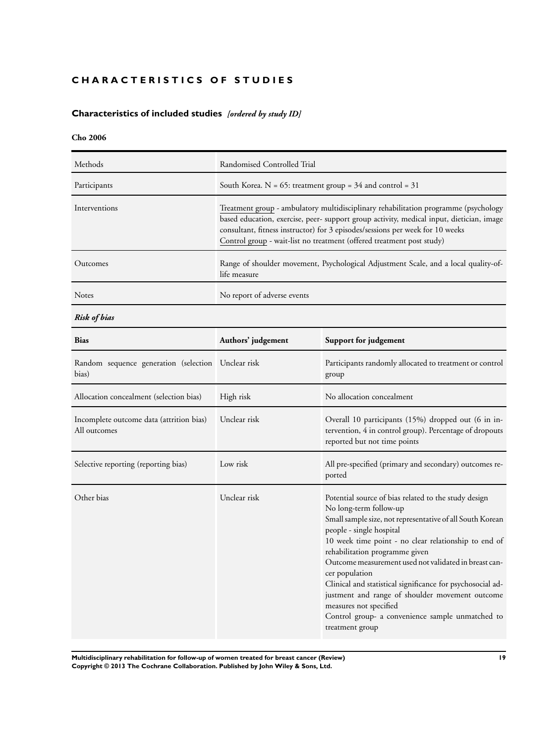# CHARACTERISTICS OF STUDIES

## Characteristics of included studies *[ordered by study ID]*

### Cho 2006

| | |
|---|---|
| Methods | Randomised Controlled Trial |
| Participants | South Korea. N = 65: treatment group = 34 and control = 31 |
| Interventions | Treatment group - ambulatory multidisciplinary rehabilitation programme (psychology based education, exercise, peer- support group activity, medical input, dietician, image consultant, fitness instructor) for 3 episodes/sessions per week for 10 weeks<br>Control group - wait-list no treatment (offered treatment post study) |
| Outcomes | Range of shoulder movement, Psychological Adjustment Scale, and a local quality-of-life measure |
| Notes | No report of adverse events |

***Risk of bias***

| Bias | Authors' judgement | Support for judgement |
|---|---|---|
| Random sequence generation (selection bias) | Unclear risk | Participants randomly allocated to treatment or control group |
| Allocation concealment (selection bias) | High risk | No allocation concealment |
| Incomplete outcome data (attrition bias)<br>All outcomes | Unclear risk | Overall 10 participants (15%) dropped out (6 in intervention, 4 in control group). Percentage of dropouts reported but not time points |
| Selective reporting (reporting bias) | Low risk | All pre-specified (primary and secondary) outcomes reported |
| Other bias | Unclear risk | Potential source of bias related to the study design<br>No long-term follow-up<br>Small sample size, not representative of all South Korean people - single hospital<br>10 week time point - no clear relationship to end of rehabilitation programme given<br>Outcome measurement used not validated in breast cancer population<br>Clinical and statistical significance for psychosocial adjustment and range of shoulder movement outcome measures not specified<br>Control group- a convenience sample unmatched to treatment group |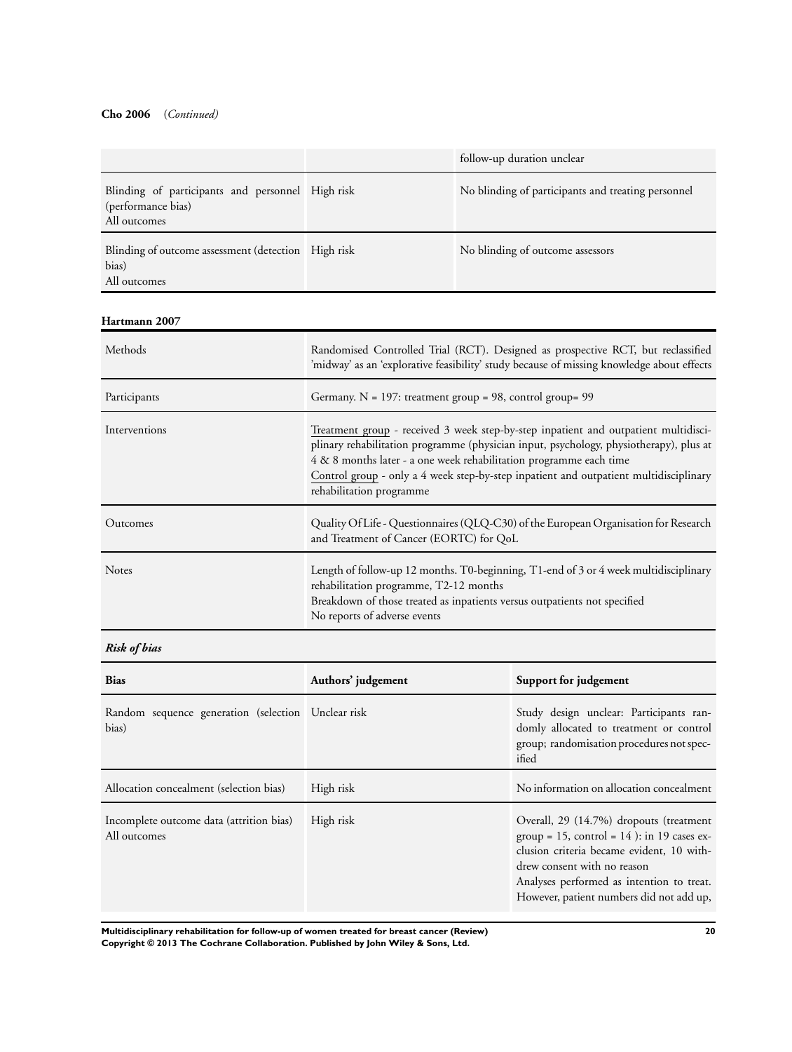**Cho 2006** (*Continued*)

| | | |
|---|---|---|
| | | follow-up duration unclear |
| Blinding of participants and personnel (performance bias)<br>All outcomes | High risk | No blinding of participants and treating personnel |
| Blinding of outcome assessment (detection bias)<br>All outcomes | High risk | No blinding of outcome assessors |

**Hartmann 2007**

| | |
|---|---|
| Methods | Randomised Controlled Trial (RCT). Designed as prospective RCT, but reclassified 'midway' as an 'explorative feasibility' study because of missing knowledge about effects |
| Participants | Germany. N = 197: treatment group = 98, control group= 99 |
| Interventions | Treatment group - received 3 week step-by-step inpatient and outpatient multidisciplinary rehabilitation programme (physician input, psychology, physiotherapy), plus at 4 & 8 months later - a one week rehabilitation programme each time<br>Control group - only a 4 week step-by-step inpatient and outpatient multidisciplinary rehabilitation programme |
| Outcomes | Quality Of Life - Questionnaires (QLQ-C30) of the European Organisation for Research and Treatment of Cancer (EORTC) for QoL |
| Notes | Length of follow-up 12 months. T0-beginning, T1-end of 3 or 4 week multidisciplinary rehabilitation programme, T2-12 months<br>Breakdown of those treated as inpatients versus outpatients not specified<br>No reports of adverse events |

***Risk of bias***

| Bias | Authors' judgement | Support for judgement |
|---|---|---|
| Random sequence generation (selection bias) | Unclear risk | Study design unclear: Participants randomly allocated to treatment or control group; randomisation procedures not specified |
| Allocation concealment (selection bias) | High risk | No information on allocation concealment |
| Incomplete outcome data (attrition bias)<br>All outcomes | High risk | Overall, 29 (14.7%) dropouts (treatment group = 15, control = 14 ): in 19 cases exclusion criteria became evident, 10 withdrew consent with no reason<br>Analyses performed as intention to treat. However, patient numbers did not add up, |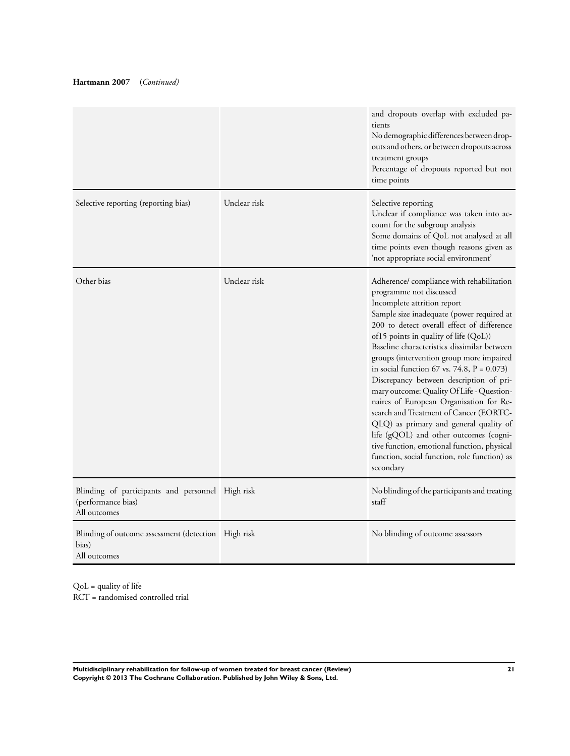**Hartmann 2007** (*Continued*)

| | | |
|---|---|---|
| | | and dropouts overlap with excluded patients<br>No demographic differences between dropouts and others, or between dropouts across treatment groups<br>Percentage of dropouts reported but not time points |
| Selective reporting (reporting bias) | Unclear risk | Selective reporting<br>Unclear if compliance was taken into account for the subgroup analysis<br>Some domains of QoL not analysed at all time points even though reasons given as 'not appropriate social environment' |
| Other bias | Unclear risk | Adherence/ compliance with rehabilitation programme not discussed<br>Incomplete attrition report<br>Sample size inadequate (power required at 200 to detect overall effect of difference of15 points in quality of life (QoL))<br>Baseline characteristics dissimilar between groups (intervention group more impaired in social function 67 vs. 74.8, P = 0.073)<br>Discrepancy between description of primary outcome: Quality Of Life - Questionnaires of European Organisation for Research and Treatment of Cancer (EORTC-QLQ) as primary and general quality of life (gQOL) and other outcomes (cognitive function, emotional function, physical function, social function, role function) as secondary |
| Blinding of participants and personnel (performance bias)<br>All outcomes | High risk | No blinding of the participants and treating staff |
| Blinding of outcome assessment (detection bias)<br>All outcomes | High risk | No blinding of outcome assessors |

QoL = quality of life
RCT = randomised controlled trial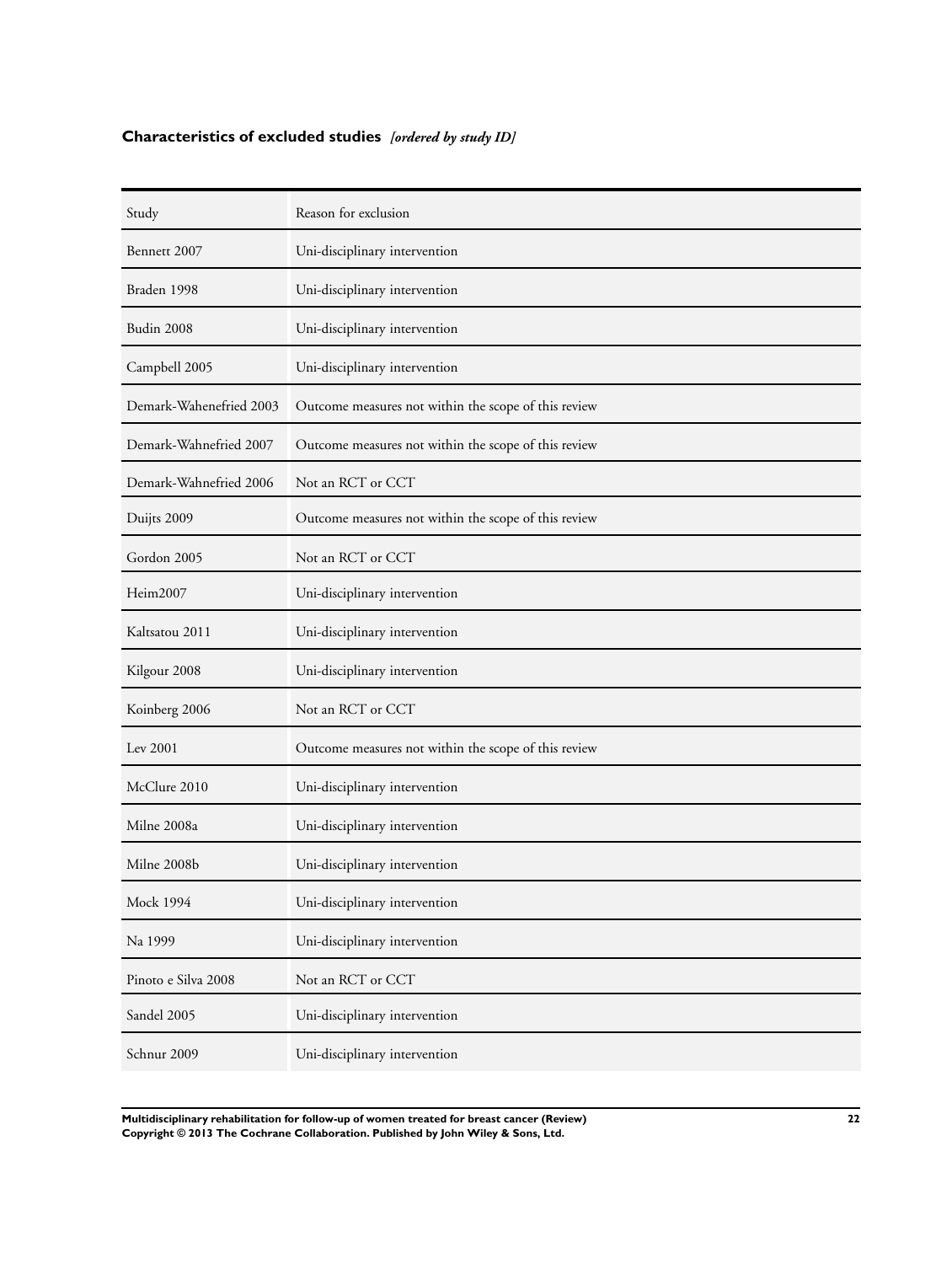## Characteristics of excluded studies *[ordered by study ID]*

| Study | Reason for exclusion |
|---|---|
| Bennett 2007 | Uni-disciplinary intervention |
| Braden 1998 | Uni-disciplinary intervention |
| Budin 2008 | Uni-disciplinary intervention |
| Campbell 2005 | Uni-disciplinary intervention |
| Demark-Wahenefried 2003 | Outcome measures not within the scope of this review |
| Demark-Wahnefried 2007 | Outcome measures not within the scope of this review |
| Demark-Wahnefried 2006 | Not an RCT or CCT |
| Duijts 2009 | Outcome measures not within the scope of this review |
| Gordon 2005 | Not an RCT or CCT |
| Heim2007 | Uni-disciplinary intervention |
| Kaltsatou 2011 | Uni-disciplinary intervention |
| Kilgour 2008 | Uni-disciplinary intervention |
| Koinberg 2006 | Not an RCT or CCT |
| Lev 2001 | Outcome measures not within the scope of this review |
| McClure 2010 | Uni-disciplinary intervention |
| Milne 2008a | Uni-disciplinary intervention |
| Milne 2008b | Uni-disciplinary intervention |
| Mock 1994 | Uni-disciplinary intervention |
| Na 1999 | Uni-disciplinary intervention |
| Pinoto e Silva 2008 | Not an RCT or CCT |
| Sandel 2005 | Uni-disciplinary intervention |
| Schnur 2009 | Uni-disciplinary intervention |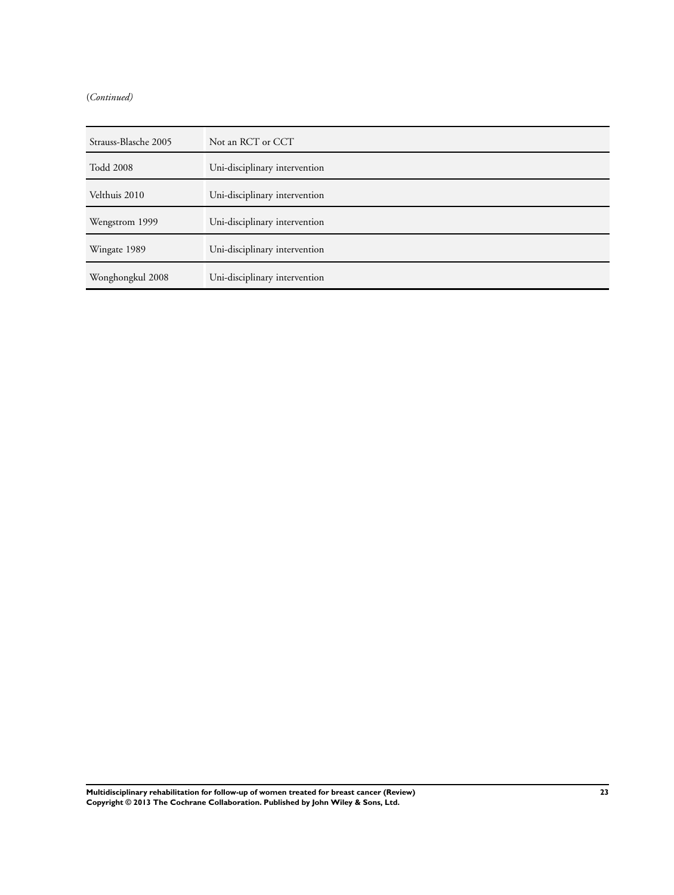(*Continued*)

| | |
|---|---|
| Strauss-Blasche 2005 | Not an RCT or CCT |
| Todd 2008 | Uni-disciplinary intervention |
| Velthuis 2010 | Uni-disciplinary intervention |
| Wengstrom 1999 | Uni-disciplinary intervention |
| Wingate 1989 | Uni-disciplinary intervention |
| Wonghongkul 2008 | Uni-disciplinary intervention |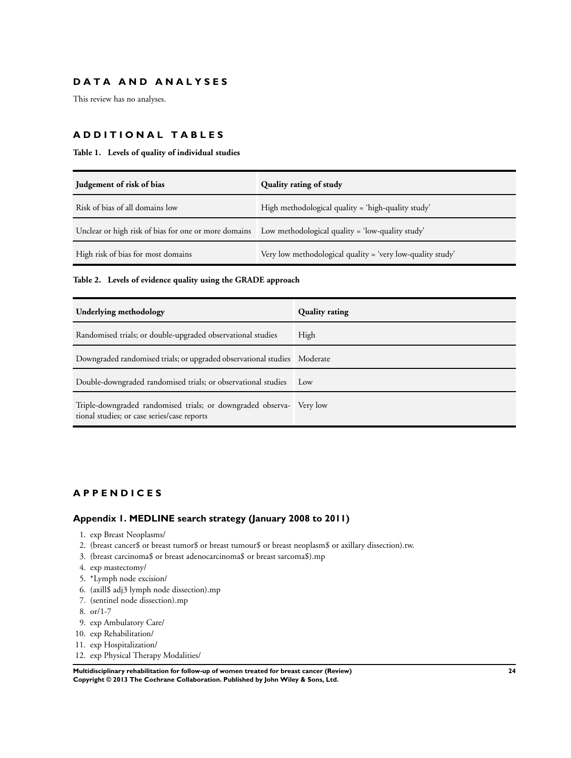# DATA AND ANALYSES

This review has no analyses.

# ADDITIONAL TABLES

**Table 1. Levels of quality of individual studies**

| Judgement of risk of bias | Quality rating of study |
|---|---|
| Risk of bias of all domains low | High methodological quality = 'high-quality study' |
| Unclear or high risk of bias for one or more domains | Low methodological quality = 'low-quality study' |
| High risk of bias for most domains | Very low methodological quality = 'very low-quality study' |

**Table 2. Levels of evidence quality using the GRADE approach**

| Underlying methodology | Quality rating |
|---|---|
| Randomised trials; or double-upgraded observational studies | High |
| Downgraded randomised trials; or upgraded observational studies | Moderate |
| Double-downgraded randomised trials; or observational studies | Low |
| Triple-downgraded randomised trials; or downgraded observational studies; or case series/case reports | Very low |

# APPENDICES

## Appendix 1. MEDLINE search strategy (January 2008 to 2011)

1. exp Breast Neoplasms/
2. (breast cancer$ or breast tumor$ or breast tumour$ or breast neoplasm$ or axillary dissection).tw.
3. (breast carcinoma$ or breast adenocarcinoma$ or breast sarcoma$).mp
4. exp mastectomy/
5. *Lymph node excision/
6. (axill$ adj3 lymph node dissection).mp
7. (sentinel node dissection).mp
8. or/1-7
9. exp Ambulatory Care/
10. exp Rehabilitation/
11. exp Hospitalization/
12. exp Physical Therapy Modalities/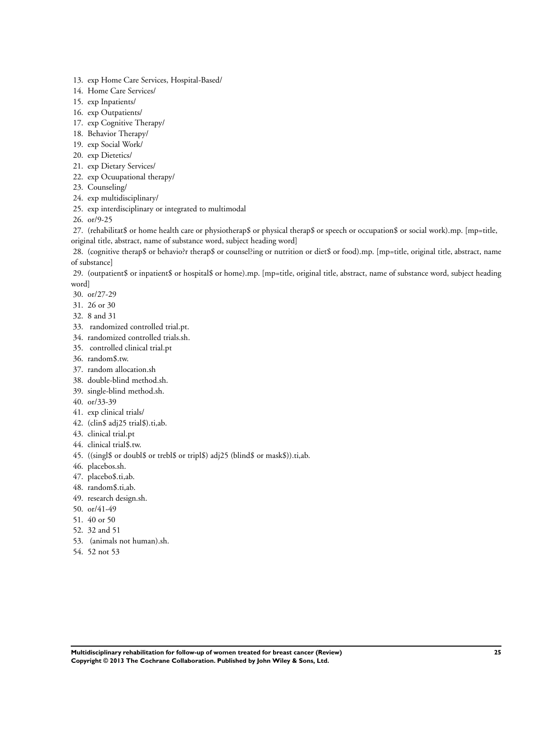13. exp Home Care Services, Hospital-Based/
14. Home Care Services/
15. exp Inpatients/
16. exp Outpatients/
17. exp Cognitive Therapy/
18. Behavior Therapy/
19. exp Social Work/
20. exp Dietetics/
21. exp Dietary Services/
22. exp Ocuupational therapy/
23. Counseling/
24. exp multidisciplinary/
25. exp interdisciplinary or integrated to multimodal
26. or/9-25
27. (rehabilitat$ or home health care or physiotherap$ or physical therap$ or speech or occupation$ or social work).mp. [mp=title, original title, abstract, name of substance word, subject heading word]
28. (cognitive therap$ or behavio?r therap$ or counsel?ing or nutrition or diet$ or food).mp. [mp=title, original title, abstract, name of substance]
29. (outpatient$ or inpatient$ or hospital$ or home).mp. [mp=title, original title, abstract, name of substance word, subject heading word]
30. or/27-29
31. 26 or 30
32. 8 and 31
33. randomized controlled trial.pt.
34. randomized controlled trials.sh.
35. controlled clinical trial.pt
36. random$.tw.
37. random allocation.sh
38. double-blind method.sh.
39. single-blind method.sh.
40. or/33-39
41. exp clinical trials/
42. (clin$ adj25 trial$).ti,ab.
43. clinical trial.pt
44. clinical trial$.tw.
45. ((singl$ or doubl$ or trebl$ or tripl$) adj25 (blind$ or mask$)).ti,ab.
46. placebos.sh.
47. placebo$.ti,ab.
48. random$.ti,ab.
49. research design.sh.
50. or/41-49
51. 40 or 50
52. 32 and 51
53. (animals not human).sh.
54. 52 not 53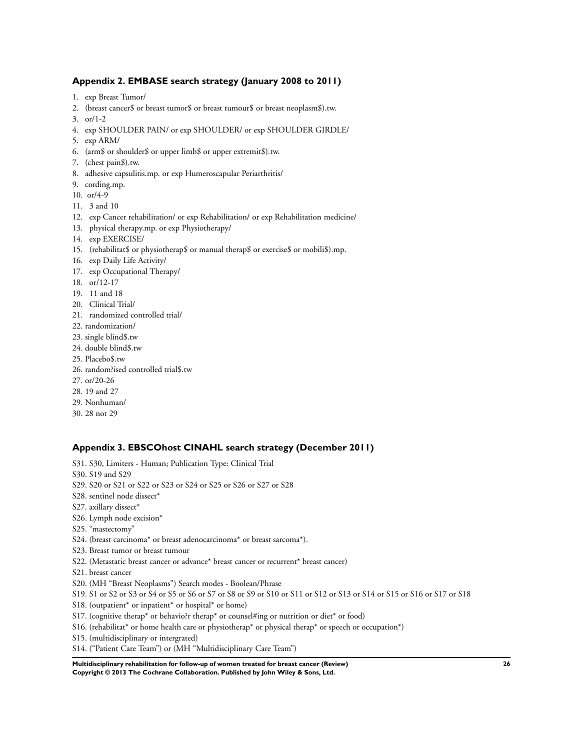## Appendix 2. EMBASE search strategy (January 2008 to 2011)

1. exp Breast Tumor/
2. (breast cancer$ or breast tumor$ or breast tumour$ or breast neoplasm$).tw.
3. or/1-2
4. exp SHOULDER PAIN/ or exp SHOULDER/ or exp SHOULDER GIRDLE/
5. exp ARM/
6. (arm$ or shoulder$ or upper limb$ or upper extremit$).tw.
7. (chest pain$).tw.
8. adhesive capsulitis.mp. or exp Humeroscapular Periarthritis/
9. cording.mp.
10. or/4-9
11. 3 and 10
12. exp Cancer rehabilitation/ or exp Rehabilitation/ or exp Rehabilitation medicine/
13. physical therapy.mp. or exp Physiotherapy/
14. exp EXERCISE/
15. (rehabilitat$ or physiotherap$ or manual therap$ or exercise$ or mobili$).mp.
16. exp Daily Life Activity/
17. exp Occupational Therapy/
18. or/12-17
19. 11 and 18
20. Clinical Trial/
21. randomized controlled trial/
22. randomization/
23. single blind$.tw
24. double blind$.tw
25. Placebo$.tw
26. random?ised controlled trial$.tw
27. or/20-26
28. 19 and 27
29. Nonhuman/
30. 28 not 29

## Appendix 3. EBSCOhost CINAHL search strategy (December 2011)

S31. S30, Limiters - Human; Publication Type: Clinical Trial
S30. S19 and S29
S29. S20 or S21 or S22 or S23 or S24 or S25 or S26 or S27 or S28
S28. sentinel node dissect*
S27. axillary dissect*
S26. Lymph node excision*
S25. "mastectomy"
S24. (breast carcinoma* or breast adenocarcinoma* or breast sarcoma*).
S23. Breast tumor or breast tumour
S22. (Metastatic breast cancer or advance* breast cancer or recurrent* breast cancer)
S21. breast cancer
S20. (MH "Breast Neoplasms") Search modes - Boolean/Phrase
S19. S1 or S2 or S3 or S4 or S5 or S6 or S7 or S8 or S9 or S10 or S11 or S12 or S13 or S14 or S15 or S16 or S17 or S18
S18. (outpatient* or inpatient* or hospital* or home)
S17. (cognitive therap* or behavio?r therap* or counsel#ing or nutrition or diet* or food)
S16. (rehabilitat* or home health care or physiotherap* or physical therap* or speech or occupation*)
S15. (multidisciplinary or intergrated)
S14. ("Patient Care Team") or (MH "Multidisciplinary Care Team")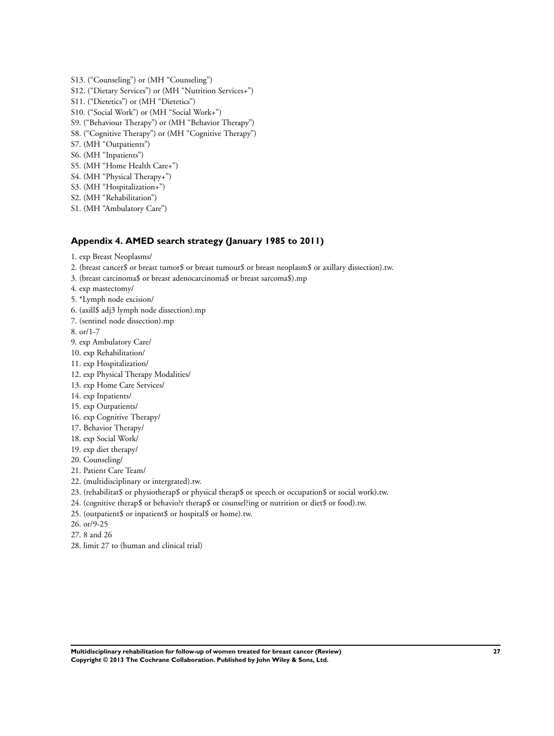S13. ("Counseling") or (MH "Counseling")

S12. ("Dietary Services") or (MH "Nutrition Services+")

S11. ("Dietetics") or (MH "Dietetics")

S10. ("Social Work") or (MH "Social Work+")

S9. ("Behaviour Therapy") or (MH "Behavior Therapy")

S8. ("Cognitive Therapy") or (MH "Cognitive Therapy")

S7. (MH "Outpatients")

S6. (MH "Inpatients")

S5. (MH "Home Health Care+")

S4. (MH "Physical Therapy+")

S3. (MH "Hospitalization+")

S2. (MH "Rehabilitation")

S1. (MH "Ambulatory Care")

### Appendix 4. AMED search strategy (January 1985 to 2011)

1. exp Breast Neoplasms/
2. (breast cancer$ or breast tumor$ or breast tumour$ or breast neoplasm$ or axillary dissection).tw.
3. (breast carcinoma$ or breast adenocarcinoma$ or breast sarcoma$).mp
4. exp mastectomy/
5. *Lymph node excision/
6. (axill$ adj3 lymph node dissection).mp
7. (sentinel node dissection).mp
8. or/1-7
9. exp Ambulatory Care/
10. exp Rehabilitation/
11. exp Hospitalization/
12. exp Physical Therapy Modalities/
13. exp Home Care Services/
14. exp Inpatients/
15. exp Outpatients/
16. exp Cognitive Therapy/
17. Behavior Therapy/
18. exp Social Work/
19. exp diet therapy/
20. Counseling/
21. Patient Care Team/
22. (multidisciplinary or intergrated).tw.
23. (rehabilitat$ or physiotherap$ or physical therap$ or speech or occupation$ or social work).tw.
24. (cognitive therap$ or behavio?r therap$ or counsel?ing or nutrition or diet$ or food).tw.
25. (outpatient$ or inpatient$ or hospital$ or home).tw.
26. or/9-25
27. 8 and 26
28. limit 27 to (human and clinical trial)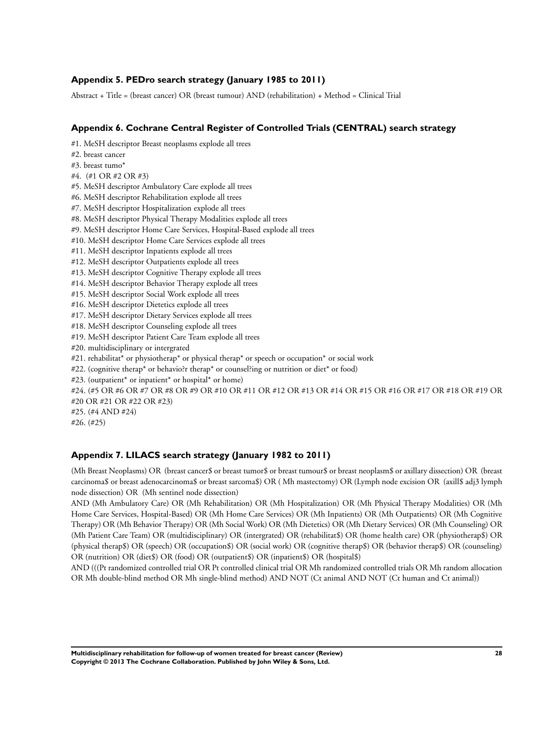### Appendix 5. PEDro search strategy (January 1985 to 2011)

Abstract + Title = (breast cancer) OR (breast tumour) AND (rehabilitation) + Method = Clinical Trial

### Appendix 6. Cochrane Central Register of Controlled Trials (CENTRAL) search strategy

#1. MeSH descriptor Breast neoplasms explode all trees
#2. breast cancer
#3. breast tumo*
#4. (#1 OR #2 OR #3)
#5. MeSH descriptor Ambulatory Care explode all trees
#6. MeSH descriptor Rehabilitation explode all trees
#7. MeSH descriptor Hospitalization explode all trees
#8. MeSH descriptor Physical Therapy Modalities explode all trees
#9. MeSH descriptor Home Care Services, Hospital-Based explode all trees
#10. MeSH descriptor Home Care Services explode all trees
#11. MeSH descriptor Inpatients explode all trees
#12. MeSH descriptor Outpatients explode all trees
#13. MeSH descriptor Cognitive Therapy explode all trees
#14. MeSH descriptor Behavior Therapy explode all trees
#15. MeSH descriptor Social Work explode all trees
#16. MeSH descriptor Dietetics explode all trees
#17. MeSH descriptor Dietary Services explode all trees
#18. MeSH descriptor Counseling explode all trees
#19. MeSH descriptor Patient Care Team explode all trees
#20. multidisciplinary or intergrated
#21. rehabilitat* or physiotherap* or physical therap* or speech or occupation* or social work
#22. (cognitive therap* or behavio?r therap* or counsel?ing or nutrition or diet* or food)
#23. (outpatient* or inpatient* or hospital* or home)
#24. (#5 OR #6 OR #7 OR #8 OR #9 OR #10 OR #11 OR #12 OR #13 OR #14 OR #15 OR #16 OR #17 OR #18 OR #19 OR #20 OR #21 OR #22 OR #23)
#25. (#4 AND #24)
#26. (#25)

### Appendix 7. LILACS search strategy (January 1982 to 2011)

(Mh Breast Neoplasms) OR (breast cancer$ or breast tumor$ or breast tumour$ or breast neoplasm$ or axillary dissection) OR (breast carcinoma$ or breast adenocarcinoma$ or breast sarcoma$) OR ( Mh mastectomy) OR (Lymph node excision OR (axill$ adj3 lymph node dissection) OR (Mh sentinel node dissection)

AND (Mh Ambulatory Care) OR (Mh Rehabilitation) OR (Mh Hospitalization) OR (Mh Physical Therapy Modalities) OR (Mh Home Care Services, Hospital-Based) OR (Mh Home Care Services) OR (Mh Inpatients) OR (Mh Outpatients) OR (Mh Cognitive Therapy) OR (Mh Behavior Therapy) OR (Mh Social Work) OR (Mh Dietetics) OR (Mh Dietary Services) OR (Mh Counseling) OR (Mh Patient Care Team) OR (multidisciplinary) OR (intergrated) OR (rehabilitat$) OR (home health care) OR (physiotherap$) OR (physical therap$) OR (speech) OR (occupation$) OR (social work) OR (cognitive therap$) OR (behavior therap$) OR (counseling) OR (nutrition) OR (diet$) OR (food) OR (outpatient$) OR (inpatient$) OR (hospital$)

AND (((Pt randomized controlled trial OR Pt controlled clinical trial OR Mh randomized controlled trials OR Mh random allocation OR Mh double-blind method OR Mh single-blind method) AND NOT (Ct animal AND NOT (Ct human and Ct animal))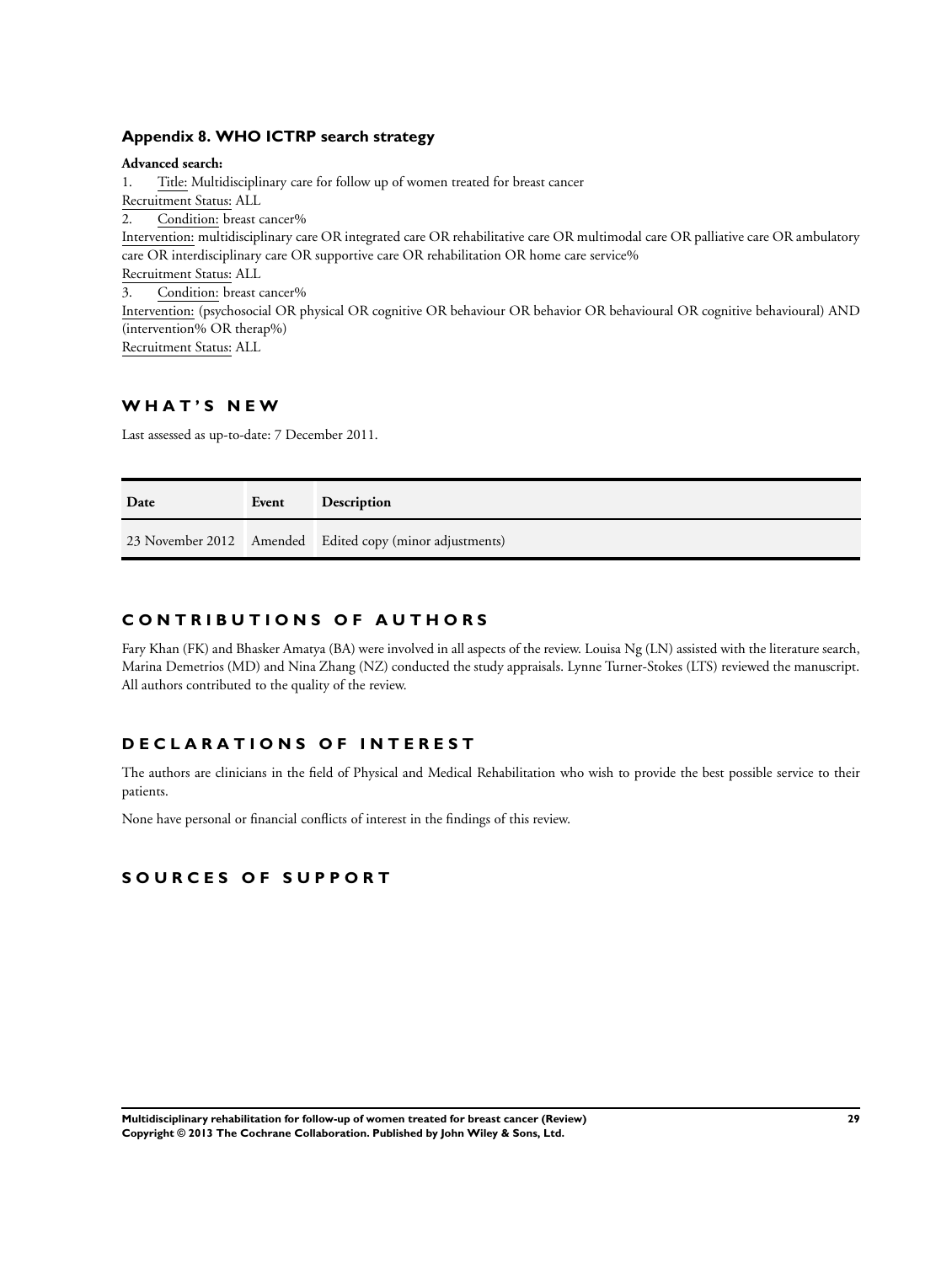### Appendix 8. WHO ICTRP search strategy

**Advanced search:**

1. Title: Multidisciplinary care for follow up of women treated for breast cancer
Recruitment Status: ALL
2. Condition: breast cancer%
Intervention: multidisciplinary care OR integrated care OR rehabilitative care OR multimodal care OR palliative care OR ambulatory care OR interdisciplinary care OR supportive care OR rehabilitation OR home care service%
Recruitment Status: ALL
3. Condition: breast cancer%
Intervention: (psychosocial OR physical OR cognitive OR behaviour OR behavior OR behavioural OR cognitive behavioural) AND (intervention% OR therap%)
Recruitment Status: ALL

## WHAT'S NEW

Last assessed as up-to-date: 7 December 2011.

| Date | Event | Description |
|---|---|---|
| 23 November 2012 | Amended | Edited copy (minor adjustments) |

## CONTRIBUTIONS OF AUTHORS

Fary Khan (FK) and Bhasker Amatya (BA) were involved in all aspects of the review. Louisa Ng (LN) assisted with the literature search, Marina Demetrios (MD) and Nina Zhang (NZ) conducted the study appraisals. Lynne Turner-Stokes (LTS) reviewed the manuscript. All authors contributed to the quality of the review.

## DECLARATIONS OF INTEREST

The authors are clinicians in the field of Physical and Medical Rehabilitation who wish to provide the best possible service to their patients.

None have personal or financial conflicts of interest in the findings of this review.

## SOURCES OF SUPPORT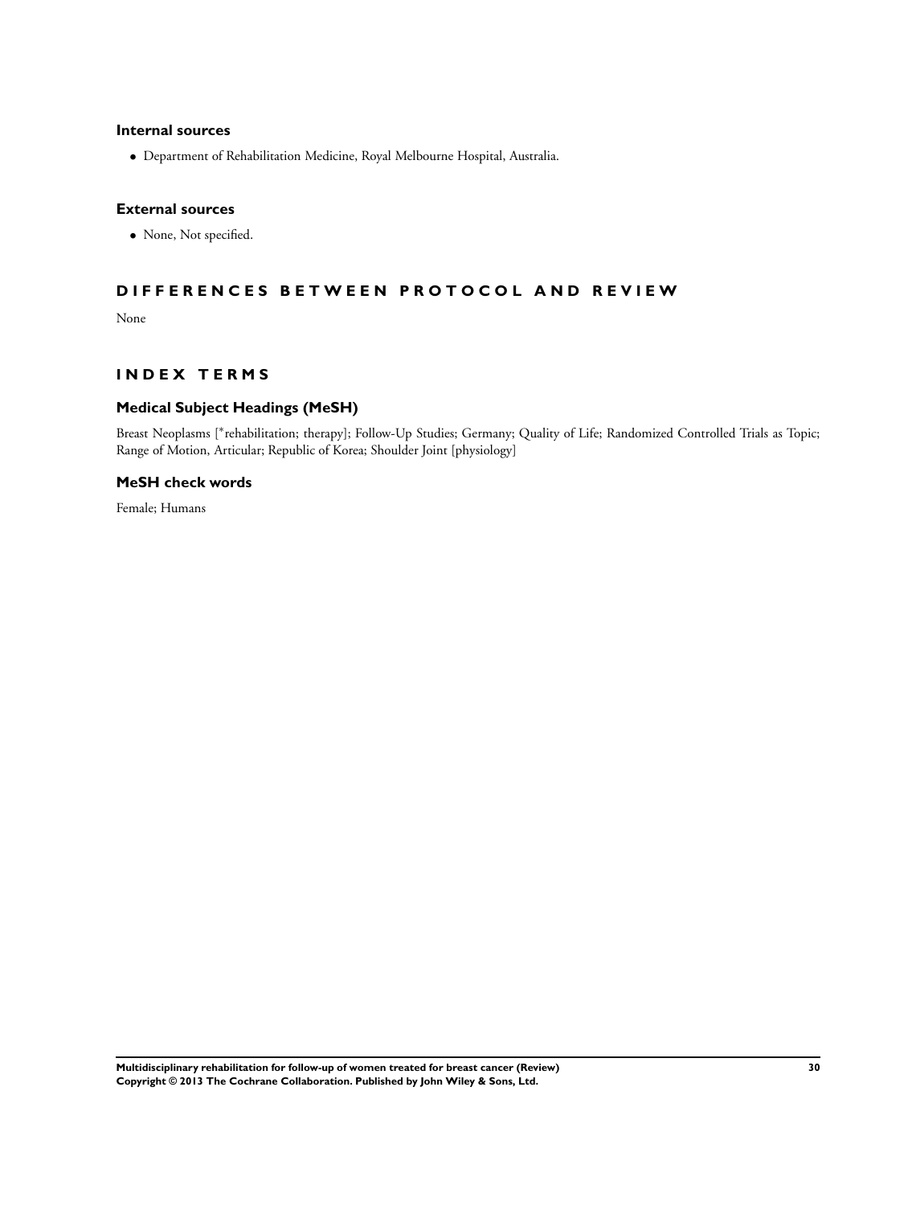### Internal sources

- Department of Rehabilitation Medicine, Royal Melbourne Hospital, Australia.

### External sources

- None, Not specified.

## DIFFERENCES BETWEEN PROTOCOL AND REVIEW

None

## INDEX TERMS

### Medical Subject Headings (MeSH)

Breast Neoplasms [*rehabilitation; therapy]; Follow-Up Studies; Germany; Quality of Life; Randomized Controlled Trials as Topic; Range of Motion, Articular; Republic of Korea; Shoulder Joint [physiology]

### MeSH check words

Female; Humans